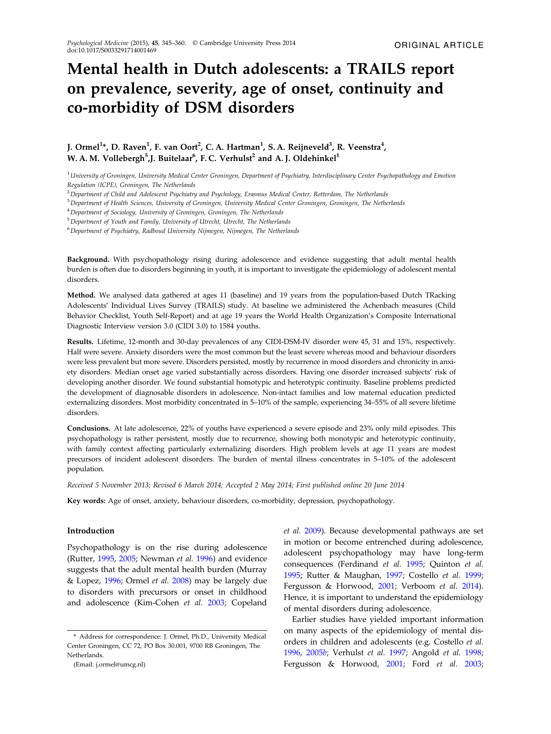ORIGINAL ARTICLE

# Mental health in Dutch adolescents: a TRAILS report on prevalence, severity, age of onset, continuity and co-morbidity of DSM disorders

**J. Ormel[1]*, D. Raven[1], F. van Oort[2], C. A. Hartman[1], S. A. Reijneveld[3], R. Veenstra[4], W. A. M. Vollebergh[5], J. Buitelaar[6], F. C. Verhulst[2] and A. J. Oldehinkel[1]**

[1] *University of Groningen, University Medical Center Groningen, Department of Psychiatry, Interdisciplinary Center Psychopathology and Emotion Regulation (ICPE), Groningen, The Netherlands*
[2] *Department of Child and Adolescent Psychiatry and Psychology, Erasmus Medical Center, Rotterdam, The Netherlands*
[3] *Department of Health Sciences, University of Groningen, University Medical Center Groningen, Groningen, The Netherlands*
[4] *Department of Sociology, University of Groningen, Groningen, The Netherlands*
[5] *Department of Youth and Family, University of Utrecht, Utrecht, The Netherlands*
[6] *Department of Psychiatry, Radboud University Nijmegen, Nijmegen, The Netherlands*

**Background.** With psychopathology rising during adolescence and evidence suggesting that adult mental health burden is often due to disorders beginning in youth, it is important to investigate the epidemiology of adolescent mental disorders.

**Method.** We analysed data gathered at ages 11 (baseline) and 19 years from the population-based Dutch TRacking Adolescents' Individual Lives Survey (TRAILS) study. At baseline we administered the Achenbach measures (Child Behavior Checklist, Youth Self-Report) and at age 19 years the World Health Organization's Composite International Diagnostic Interview version 3.0 (CIDI 3.0) to 1584 youths.

**Results.** Lifetime, 12-month and 30-day prevalences of any CIDI-DSM-IV disorder were 45, 31 and 15%, respectively. Half were severe. Anxiety disorders were the most common but the least severe whereas mood and behaviour disorders were less prevalent but more severe. Disorders persisted, mostly by recurrence in mood disorders and chronicity in anxiety disorders. Median onset age varied substantially across disorders. Having one disorder increased subjects' risk of developing another disorder. We found substantial homotypic and heterotypic continuity. Baseline problems predicted the development of diagnosable disorders in adolescence. Non-intact families and low maternal education predicted externalizing disorders. Most morbidity concentrated in 5–10% of the sample, experiencing 34–55% of all severe lifetime disorders.

**Conclusions.** At late adolescence, 22% of youths have experienced a severe episode and 23% only mild episodes. This psychopathology is rather persistent, mostly due to recurrence, showing both monotypic and heterotypic continuity, with family context affecting particularly externalizing disorders. High problem levels at age 11 years are modest precursors of incident adolescent disorders. The burden of mental illness concentrates in 5–10% of the adolescent population.

*Received 5 November 2013; Revised 6 March 2014; Accepted 2 May 2014; First published online 20 June 2014*

**Key words:** Age of onset, anxiety, behaviour disorders, co-morbidity, depression, psychopathology.

## Introduction

Psychopathology is on the rise during adolescence (Rutter, 1995, 2005; Newman *et al.* 1996) and evidence suggests that the adult mental health burden (Murray & Lopez, 1996; Ormel *et al.* 2008) may be largely due to disorders with precursors or onset in childhood and adolescence (Kim-Cohen *et al.* 2003; Copeland *et al.* 2009). Because developmental pathways are set in motion or become entrenched during adolescence, adolescent psychopathology may have long-term consequences (Ferdinand *et al.* 1995; Quinton *et al.* 1995; Rutter & Maughan, 1997; Costello *et al.* 1999; Fergusson & Horwood, 2001; Verboom *et al.* 2014). Hence, it is important to understand the epidemiology of mental disorders during adolescence.

Earlier studies have yielded important information on many aspects of the epidemiology of mental disorders in children and adolescents (e.g. Costello *et al.* 1996, 2005*b*; Verhulst *et al.* 1997; Angold *et al.* 1998; Fergusson & Horwood, 2001; Ford *et al.* 2003;

* Address for correspondence: J. Ormel, Ph.D., University Medical Center Groningen, CC 72, PO Box 30.001, 9700 RB Groningen, The Netherlands.

(Email: j.ormel@umcg.nl)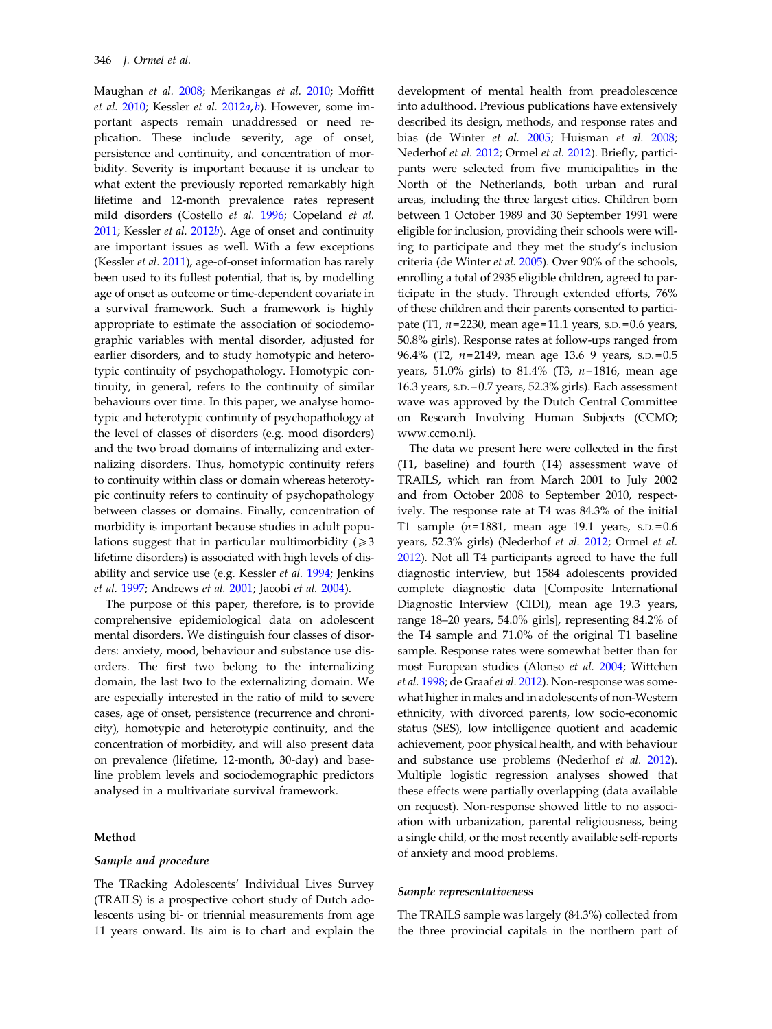Maughan *et al.* 2008; Merikangas *et al.* 2010; Moffitt *et al.* 2010; Kessler *et al.* 2012*a*, *b*). However, some important aspects remain unaddressed or need replication. These include severity, age of onset, persistence and continuity, and concentration of morbidity. Severity is important because it is unclear to what extent the previously reported remarkably high lifetime and 12-month prevalence rates represent mild disorders (Costello *et al.* 1996; Copeland *et al.* 2011; Kessler *et al.* 2012*b*). Age of onset and continuity are important issues as well. With a few exceptions (Kessler *et al.* 2011), age-of-onset information has rarely been used to its fullest potential, that is, by modelling age of onset as outcome or time-dependent covariate in a survival framework. Such a framework is highly appropriate to estimate the association of sociodemographic variables with mental disorder, adjusted for earlier disorders, and to study homotypic and heterotypic continuity of psychopathology. Homotypic continuity, in general, refers to the continuity of similar behaviours over time. In this paper, we analyse homotypic and heterotypic continuity of psychopathology at the level of classes of disorders (e.g. mood disorders) and the two broad domains of internalizing and externalizing disorders. Thus, homotypic continuity refers to continuity within class or domain whereas heterotypic continuity refers to continuity of psychopathology between classes or domains. Finally, concentration of morbidity is important because studies in adult populations suggest that in particular multimorbidity ($\geqslant 3$ lifetime disorders) is associated with high levels of disability and service use (e.g. Kessler *et al.* 1994; Jenkins *et al.* 1997; Andrews *et al.* 2001; Jacobi *et al.* 2004).

The purpose of this paper, therefore, is to provide comprehensive epidemiological data on adolescent mental disorders. We distinguish four classes of disorders: anxiety, mood, behaviour and substance use disorders. The first two belong to the internalizing domain, the last two to the externalizing domain. We are especially interested in the ratio of mild to severe cases, age of onset, persistence (recurrence and chronicity), homotypic and heterotypic continuity, and the concentration of morbidity, and will also present data on prevalence (lifetime, 12-month, 30-day) and baseline problem levels and sociodemographic predictors analysed in a multivariate survival framework.

## Method

### Sample and procedure

The TRacking Adolescents' Individual Lives Survey (TRAILS) is a prospective cohort study of Dutch adolescents using bi- or triennial measurements from age 11 years onward. Its aim is to chart and explain the development of mental health from preadolescence into adulthood. Previous publications have extensively described its design, methods, and response rates and bias (de Winter *et al.* 2005; Huisman *et al.* 2008; Nederhof *et al.* 2012; Ormel *et al.* 2012). Briefly, participants were selected from five municipalities in the North of the Netherlands, both urban and rural areas, including the three largest cities. Children born between 1 October 1989 and 30 September 1991 were eligible for inclusion, providing their schools were willing to participate and they met the study's inclusion criteria (de Winter *et al.* 2005). Over 90% of the schools, enrolling a total of 2935 eligible children, agreed to participate in the study. Through extended efforts, 76% of these children and their parents consented to participate (T1, $n$=2230, mean age=11.1 years, S.D.=0.6 years, 50.8% girls). Response rates at follow-ups ranged from 96.4% (T2, $n$=2149, mean age 13.6 9 years, S.D.=0.5 years, 51.0% girls) to 81.4% (T3, $n$=1816, mean age 16.3 years, S.D.=0.7 years, 52.3% girls). Each assessment wave was approved by the Dutch Central Committee on Research Involving Human Subjects (CCMO; www.ccmo.nl).

The data we present here were collected in the first (T1, baseline) and fourth (T4) assessment wave of TRAILS, which ran from March 2001 to July 2002 and from October 2008 to September 2010, respectively. The response rate at T4 was 84.3% of the initial T1 sample ($n$=1881, mean age 19.1 years, S.D.=0.6 years, 52.3% girls) (Nederhof *et al.* 2012; Ormel *et al.* 2012). Not all T4 participants agreed to have the full diagnostic interview, but 1584 adolescents provided complete diagnostic data [Composite International Diagnostic Interview (CIDI), mean age 19.3 years, range 18–20 years, 54.0% girls], representing 84.2% of the T4 sample and 71.0% of the original T1 baseline sample. Response rates were somewhat better than for most European studies (Alonso *et al.* 2004; Wittchen *et al.* 1998; de Graaf *et al.* 2012). Non-response was somewhat higher in males and in adolescents of non-Western ethnicity, with divorced parents, low socio-economic status (SES), low intelligence quotient and academic achievement, poor physical health, and with behaviour and substance use problems (Nederhof *et al.* 2012). Multiple logistic regression analyses showed that these effects were partially overlapping (data available on request). Non-response showed little to no association with urbanization, parental religiousness, being a single child, or the most recently available self-reports of anxiety and mood problems.

### Sample representativeness

The TRAILS sample was largely (84.3%) collected from the three provincial capitals in the northern part of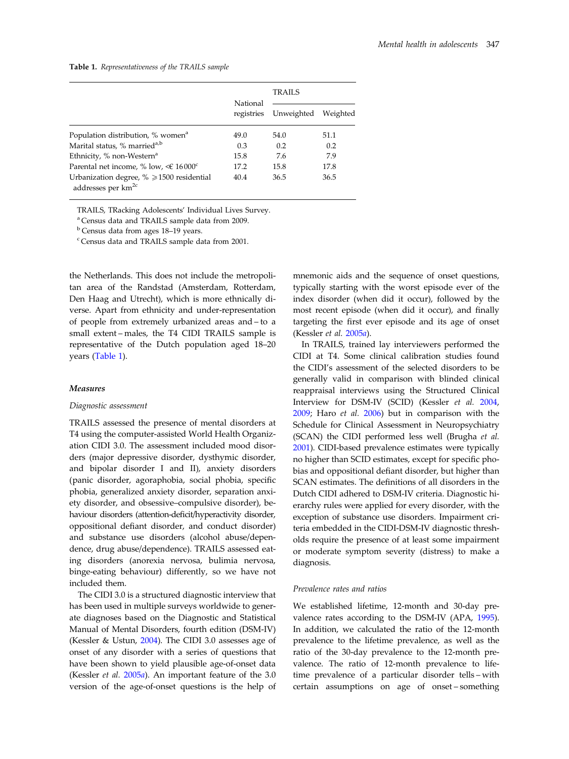**Table 1.** *Representativeness of the TRAILS sample*

| | National registries | TRAILS | |
|---|---|---|---|
| | | Unweighted | Weighted |
| Population distribution, % women[a] | 49.0 | 54.0 | 51.1 |
| Marital status, % married[a,b] | 0.3 | 0.2 | 0.2 |
| Ethnicity, % non-Western[a] | 15.8 | 7.6 | 7.9 |
| Parental net income, % low, <€ 16 000[c] | 17.2 | 15.8 | 17.8 |
| Urbanization degree, % ⩾1500 residential addresses per km$^{2}$[c] | 40.4 | 36.5 | 36.5 |

TRAILS, TRacking Adolescents' Individual Lives Survey.

[a] Census data and TRAILS sample data from 2009.

[b] Census data from ages 18–19 years.

[c] Census data and TRAILS sample data from 2001.

the Netherlands. This does not include the metropolitan area of the Randstad (Amsterdam, Rotterdam, Den Haag and Utrecht), which is more ethnically diverse. Apart from ethnicity and under-representation of people from extremely urbanized areas and – to a small extent – males, the T4 CIDI TRAILS sample is representative of the Dutch population aged 18–20 years (Table 1).

### Measures

#### *Diagnostic assessment*

TRAILS assessed the presence of mental disorders at T4 using the computer-assisted World Health Organization CIDI 3.0. The assessment included mood disorders (major depressive disorder, dysthymic disorder, and bipolar disorder I and II), anxiety disorders (panic disorder, agoraphobia, social phobia, specific phobia, generalized anxiety disorder, separation anxiety disorder, and obsessive–compulsive disorder), behaviour disorders (attention-deficit/hyperactivity disorder, oppositional defiant disorder, and conduct disorder) and substance use disorders (alcohol abuse/dependence, drug abuse/dependence). TRAILS assessed eating disorders (anorexia nervosa, bulimia nervosa, binge-eating behaviour) differently, so we have not included them.

The CIDI 3.0 is a structured diagnostic interview that has been used in multiple surveys worldwide to generate diagnoses based on the Diagnostic and Statistical Manual of Mental Disorders, fourth edition (DSM-IV) (Kessler & Ustun, 2004). The CIDI 3.0 assesses age of onset of any disorder with a series of questions that have been shown to yield plausible age-of-onset data (Kessler *et al.* 2005*a*). An important feature of the 3.0 version of the age-of-onset questions is the help of mnemonic aids and the sequence of onset questions, typically starting with the worst episode ever of the index disorder (when did it occur), followed by the most recent episode (when did it occur), and finally targeting the first ever episode and its age of onset (Kessler *et al.* 2005*a*).

In TRAILS, trained lay interviewers performed the CIDI at T4. Some clinical calibration studies found the CIDI's assessment of the selected disorders to be generally valid in comparison with blinded clinical reappraisal interviews using the Structured Clinical Interview for DSM-IV (SCID) (Kessler *et al.* 2004, 2009; Haro *et al.* 2006) but in comparison with the Schedule for Clinical Assessment in Neuropsychiatry (SCAN) the CIDI performed less well (Brugha *et al.* 2001). CIDI-based prevalence estimates were typically no higher than SCID estimates, except for specific phobias and oppositional defiant disorder, but higher than SCAN estimates. The definitions of all disorders in the Dutch CIDI adhered to DSM-IV criteria. Diagnostic hierarchy rules were applied for every disorder, with the exception of substance use disorders. Impairment criteria embedded in the CIDI-DSM-IV diagnostic thresholds require the presence of at least some impairment or moderate symptom severity (distress) to make a diagnosis.

#### *Prevalence rates and ratios*

We established lifetime, 12-month and 30-day prevalence rates according to the DSM-IV (APA, 1995). In addition, we calculated the ratio of the 12-month prevalence to the lifetime prevalence, as well as the ratio of the 30-day prevalence to the 12-month prevalence. The ratio of 12-month prevalence to lifetime prevalence of a particular disorder tells – with certain assumptions on age of onset – something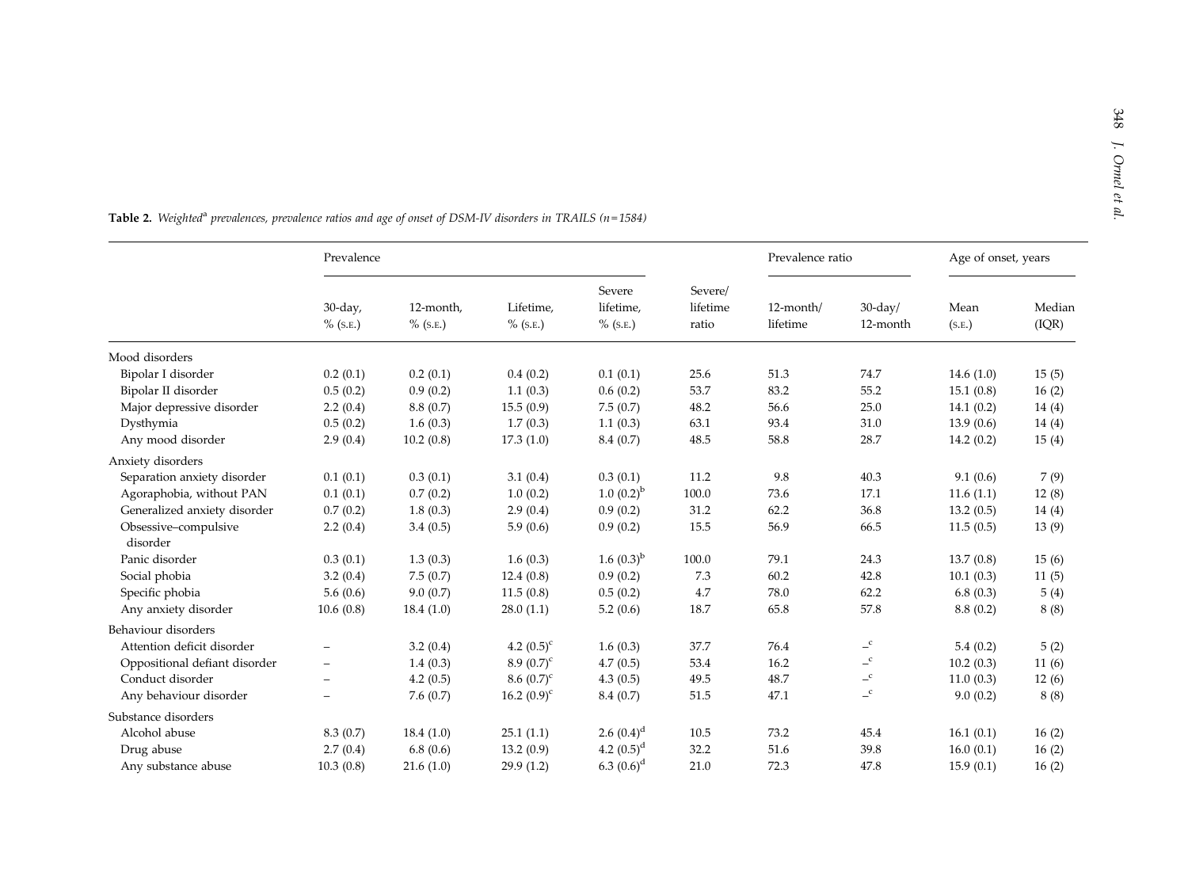**Table 2.** *Weighted[a] prevalences, prevalence ratios and age of onset of DSM-IV disorders in TRAILS (n=1584)*

| | Prevalence | | | | | Prevalence ratio | | Age of onset, years | |
|---|---|---|---|---|---|---|---|---|---|
| | 30-day, % (S.E.) | 12-month, % (S.E.) | Lifetime, % (S.E.) | Severe lifetime, % (S.E.) | Severe/ lifetime ratio | 12-month/ lifetime | 30-day/ 12-month | Mean (S.E.) | Median (IQR) |
| Mood disorders | | | | | | | | | |
| Bipolar I disorder | 0.2 (0.1) | 0.2 (0.1) | 0.4 (0.2) | 0.1 (0.1) | 25.6 | 51.3 | 74.7 | 14.6 (1.0) | 15 (5) |
| Bipolar II disorder | 0.5 (0.2) | 0.9 (0.2) | 1.1 (0.3) | 0.6 (0.2) | 53.7 | 83.2 | 55.2 | 15.1 (0.8) | 16 (2) |
| Major depressive disorder | 2.2 (0.4) | 8.8 (0.7) | 15.5 (0.9) | 7.5 (0.7) | 48.2 | 56.6 | 25.0 | 14.1 (0.2) | 14 (4) |
| Dysthymia | 0.5 (0.2) | 1.6 (0.3) | 1.7 (0.3) | 1.1 (0.3) | 63.1 | 93.4 | 31.0 | 13.9 (0.6) | 14 (4) |
| Any mood disorder | 2.9 (0.4) | 10.2 (0.8) | 17.3 (1.0) | 8.4 (0.7) | 48.5 | 58.8 | 28.7 | 14.2 (0.2) | 15 (4) |
| Anxiety disorders | | | | | | | | | |
| Separation anxiety disorder | 0.1 (0.1) | 0.3 (0.1) | 3.1 (0.4) | 0.3 (0.1) | 11.2 | 9.8 | 40.3 | 9.1 (0.6) | 7 (9) |
| Agoraphobia, without PAN | 0.1 (0.1) | 0.7 (0.2) | 1.0 (0.2) | 1.0 (0.2)[b] | 100.0 | 73.6 | 17.1 | 11.6 (1.1) | 12 (8) |
| Generalized anxiety disorder | 0.7 (0.2) | 1.8 (0.3) | 2.9 (0.4) | 0.9 (0.2) | 31.2 | 62.2 | 36.8 | 13.2 (0.5) | 14 (4) |
| Obsessive–compulsive disorder | 2.2 (0.4) | 3.4 (0.5) | 5.9 (0.6) | 0.9 (0.2) | 15.5 | 56.9 | 66.5 | 11.5 (0.5) | 13 (9) |
| Panic disorder | 0.3 (0.1) | 1.3 (0.3) | 1.6 (0.3) | 1.6 (0.3)[b] | 100.0 | 79.1 | 24.3 | 13.7 (0.8) | 15 (6) |
| Social phobia | 3.2 (0.4) | 7.5 (0.7) | 12.4 (0.8) | 0.9 (0.2) | 7.3 | 60.2 | 42.8 | 10.1 (0.3) | 11 (5) |
| Specific phobia | 5.6 (0.6) | 9.0 (0.7) | 11.5 (0.8) | 0.5 (0.2) | 4.7 | 78.0 | 62.2 | 6.8 (0.3) | 5 (4) |
| Any anxiety disorder | 10.6 (0.8) | 18.4 (1.0) | 28.0 (1.1) | 5.2 (0.6) | 18.7 | 65.8 | 57.8 | 8.8 (0.2) | 8 (8) |
| Behaviour disorders | | | | | | | | | |
| Attention deficit disorder | – | 3.2 (0.4) | 4.2 (0.5)[c] | 1.6 (0.3) | 37.7 | 76.4 | –[c] | 5.4 (0.2) | 5 (2) |
| Oppositional defiant disorder | – | 1.4 (0.3) | 8.9 (0.7)[c] | 4.7 (0.5) | 53.4 | 16.2 | –[c] | 10.2 (0.3) | 11 (6) |
| Conduct disorder | – | 4.2 (0.5) | 8.6 (0.7)[c] | 4.3 (0.5) | 49.5 | 48.7 | –[c] | 11.0 (0.3) | 12 (6) |
| Any behaviour disorder | – | 7.6 (0.7) | 16.2 (0.9)[c] | 8.4 (0.7) | 51.5 | 47.1 | –[c] | 9.0 (0.2) | 8 (8) |
| Substance disorders | | | | | | | | | |
| Alcohol abuse | 8.3 (0.7) | 18.4 (1.0) | 25.1 (1.1) | 2.6 (0.4)[d] | 10.5 | 73.2 | 45.4 | 16.1 (0.1) | 16 (2) |
| Drug abuse | 2.7 (0.4) | 6.8 (0.6) | 13.2 (0.9) | 4.2 (0.5)[d] | 32.2 | 51.6 | 39.8 | 16.0 (0.1) | 16 (2) |
| Any substance abuse | 10.3 (0.8) | 21.6 (1.0) | 29.9 (1.2) | 6.3 (0.6)[d] | 21.0 | 72.3 | 47.8 | 15.9 (0.1) | 16 (2) |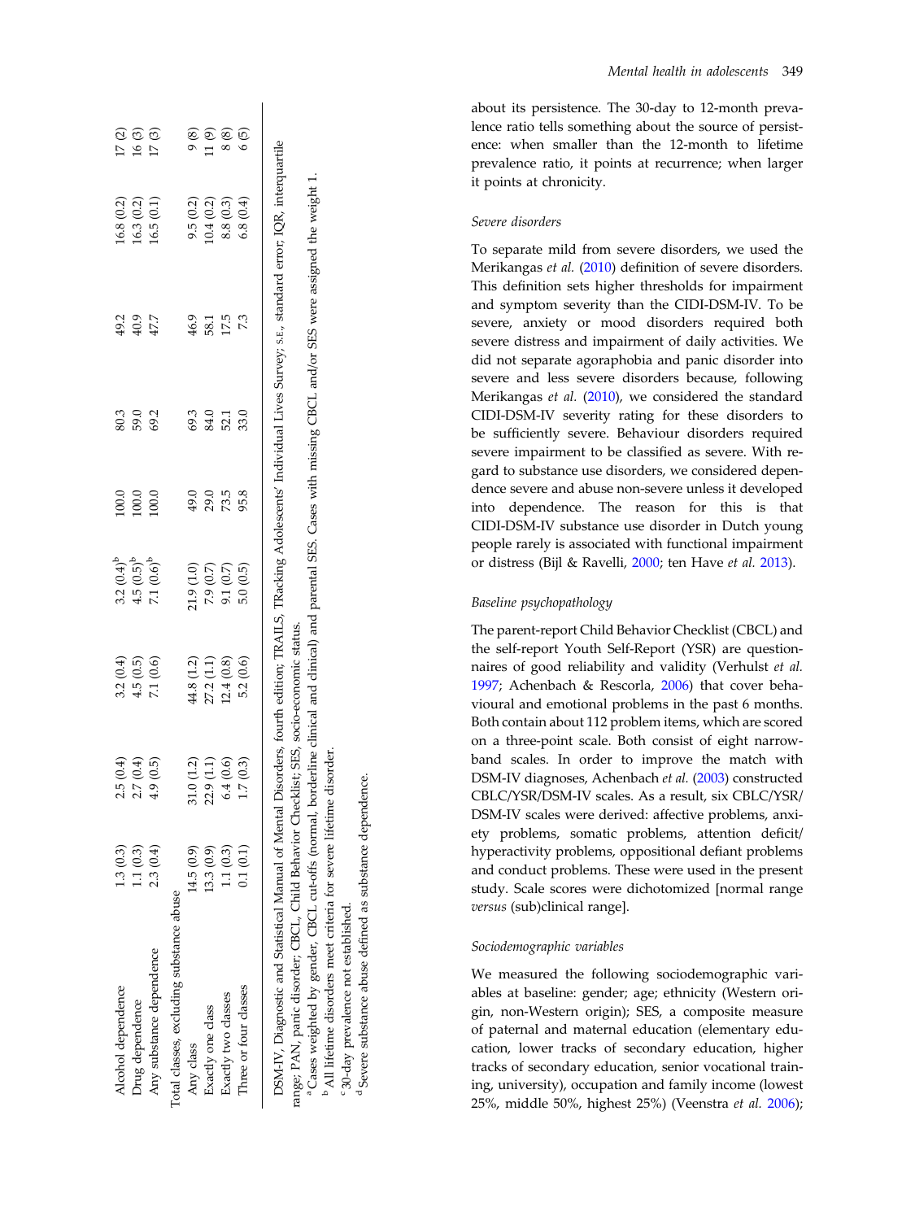| | | | | | | | | |
|---|---|---|---|---|---|---|---|---|
| Alcohol dependence | 1.3 (0.3) | 2.5 (0.4) | 3.2 (0.4) | 3.2 (0.4)[b] | 100.0 | 80.3 | 49.2 | 16.8 (0.2) | 17 (2) |
| Drug dependence | 1.1 (0.3) | 2.7 (0.4) | 4.5 (0.5) | 4.5 (0.5)[b] | 100.0 | 59.0 | 40.9 | 16.3 (0.2) | 16 (3) |
| Any substance dependence | 2.3 (0.4) | 4.9 (0.5) | 7.1 (0.6) | 7.1 (0.6)[b] | 100.0 | 69.2 | 47.7 | 16.5 (0.1) | 17 (3) |
| Total classes, excluding substance abuse | | | | | | | | | |
| Any class | 14.5 (0.9) | 31.0 (1.2) | 44.8 (1.2) | 21.9 (1.0) | 49.0 | 69.3 | 46.9 | 9.5 (0.2) | 9 (8) |
| Exactly one class | 13.3 (0.9) | 22.9 (1.1) | 27.2 (1.1) | 7.9 (0.7) | 29.0 | 84.0 | 58.1 | 10.4 (0.2) | 11 (9) |
| Exactly two classes | 1.1 (0.3) | 6.4 (0.6) | 12.4 (0.8) | 9.1 (0.7) | 73.5 | 52.1 | 17.5 | 8.8 (0.3) | 8 (8) |
| Three or four classes | 0.1 (0.1) | 1.7 (0.3) | 5.2 (0.6) | 5.0 (0.5) | 95.8 | 33.0 | 7.3 | 6.8 (0.4) | 6 (5) |

DSM-IV, Diagnostic and Statistical Manual of Mental Disorders, fourth edition; TRAILS, TRacking Adolescents' Individual Lives Survey; S.E., standard error; IQR, interquartile range; PAN, panic disorder; CBCL, Child Behavior Checklist; SES, socio-economic status.

[a] Cases weighted by gender, CBCL cut-offs (normal, borderline clinical and clinical) and parental SES. Cases with missing CBCL and/or SES were assigned the weight 1.

[b] All lifetime disorders meet criteria for severe lifetime disorder.

[c] 30-day prevalence not established.

[d] Severe substance abuse defined as substance dependence.

about its persistence. The 30-day to 12-month prevalence ratio tells something about the source of persistence: when smaller than the 12-month to lifetime prevalence ratio, it points at recurrence; when larger it points at chronicity.

### Severe disorders

To separate mild from severe disorders, we used the Merikangas *et al.* (2010) definition of severe disorders. This definition sets higher thresholds for impairment and symptom severity than the CIDI-DSM-IV. To be severe, anxiety or mood disorders required both severe distress and impairment of daily activities. We did not separate agoraphobia and panic disorder into severe and less severe disorders because, following Merikangas *et al.* (2010), we considered the standard CIDI-DSM-IV severity rating for these disorders to be sufficiently severe. Behaviour disorders required severe impairment to be classified as severe. With regard to substance use disorders, we considered dependence severe and abuse non-severe unless it developed into dependence. The reason for this is that CIDI-DSM-IV substance use disorder in Dutch young people rarely is associated with functional impairment or distress (Bijl & Ravelli, 2000; ten Have *et al.* 2013).

### Baseline psychopathology

The parent-report Child Behavior Checklist (CBCL) and the self-report Youth Self-Report (YSR) are questionnaires of good reliability and validity (Verhulst *et al.* 1997; Achenbach & Rescorla, 2006) that cover behavioural and emotional problems in the past 6 months. Both contain about 112 problem items, which are scored on a three-point scale. Both consist of eight narrow-band scales. In order to improve the match with DSM-IV diagnoses, Achenbach *et al.* (2003) constructed CBCL/YSR/DSM-IV scales. As a result, six CBCL/YSR/DSM-IV scales were derived: affective problems, anxiety problems, somatic problems, attention deficit/hyperactivity problems, oppositional defiant problems and conduct problems. These were used in the present study. Scale scores were dichotomized [normal range *versus* (sub)clinical range].

### Sociodemographic variables

We measured the following sociodemographic variables at baseline: gender; age; ethnicity (Western origin, non-Western origin); SES, a composite measure of paternal and maternal education (elementary education, lower tracks of secondary education, higher tracks of secondary education, senior vocational training, university), occupation and family income (lowest 25%, middle 50%, highest 25%) (Veenstra *et al.* 2006);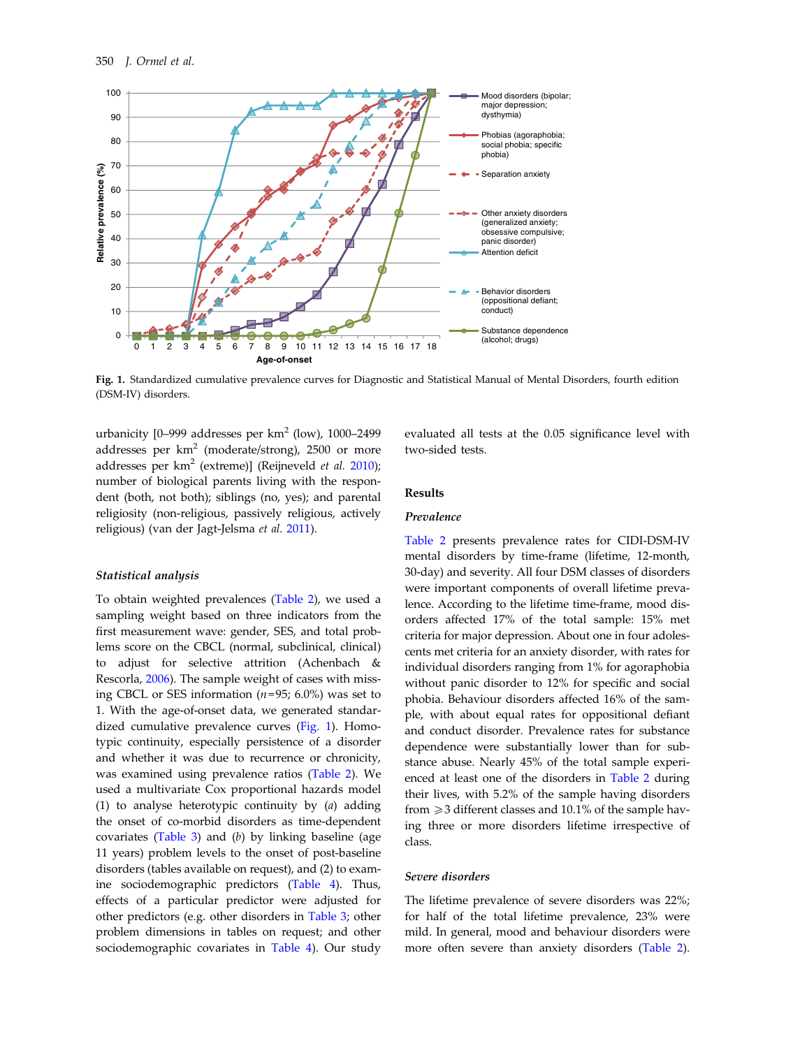**Fig. 1.** Standardized cumulative prevalence curves for Diagnostic and Statistical Manual of Mental Disorders, fourth edition (DSM-IV) disorders.

urbanicity [0–999 addresses per km$^2$ (low), 1000–2499 addresses per km$^2$ (moderate/strong), 2500 or more addresses per km$^2$ (extreme)] (Reijneveld *et al.* 2010); number of biological parents living with the respondent (both, not both); siblings (no, yes); and parental religiosity (non-religious, passively religious, actively religious) (van der Jagt-Jelsma *et al.* 2011).

### *Statistical analysis*

To obtain weighted prevalences (Table 2), we used a sampling weight based on three indicators from the first measurement wave: gender, SES, and total problems score on the CBCL (normal, subclinical, clinical) to adjust for selective attrition (Achenbach & Rescorla, 2006). The sample weight of cases with missing CBCL or SES information ($n$=95; 6.0%) was set to 1. With the age-of-onset data, we generated standardized cumulative prevalence curves (Fig. 1). Homotypic continuity, especially persistence of a disorder and whether it was due to recurrence or chronicity, was examined using prevalence ratios (Table 2). We used a multivariate Cox proportional hazards model (1) to analyse heterotypic continuity by (*a*) adding the onset of co-morbid disorders as time-dependent covariates (Table 3) and (*b*) by linking baseline (age 11 years) problem levels to the onset of post-baseline disorders (tables available on request), and (2) to examine sociodemographic predictors (Table 4). Thus, effects of a particular predictor were adjusted for other predictors (e.g. other disorders in Table 3; other problem dimensions in tables on request; and other sociodemographic covariates in Table 4). Our study evaluated all tests at the 0.05 significance level with two-sided tests.

## Results

### *Prevalence*

Table 2 presents prevalence rates for CIDI-DSM-IV mental disorders by time-frame (lifetime, 12-month, 30-day) and severity. All four DSM classes of disorders were important components of overall lifetime prevalence. According to the lifetime time-frame, mood disorders affected 17% of the total sample: 15% met criteria for major depression. About one in four adolescents met criteria for an anxiety disorder, with rates for individual disorders ranging from 1% for agoraphobia without panic disorder to 12% for specific and social phobia. Behaviour disorders affected 16% of the sample, with about equal rates for oppositional defiant and conduct disorder. Prevalence rates for substance dependence were substantially lower than for substance abuse. Nearly 45% of the total sample experienced at least one of the disorders in Table 2 during their lives, with 5.2% of the sample having disorders from ⩾3 different classes and 10.1% of the sample having three or more disorders lifetime irrespective of class.

### *Severe disorders*

The lifetime prevalence of severe disorders was 22%; for half of the total lifetime prevalence, 23% were mild. In general, mood and behaviour disorders were more often severe than anxiety disorders (Table 2).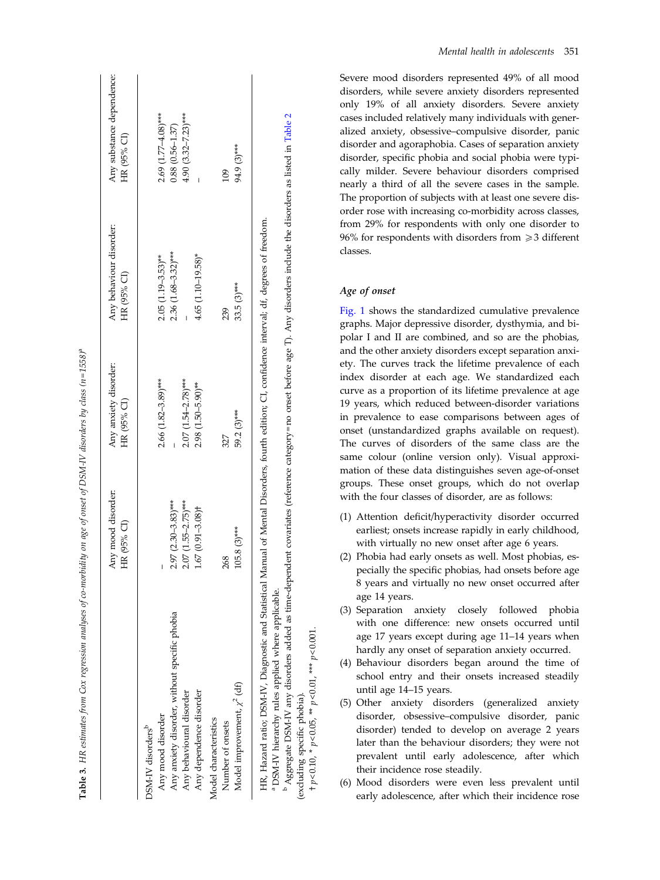**Table 3.** *HR estimates from Cox regression analyses of co-morbidity on age of onset of DSM-IV disorders by class (n=1558)*[a]

| | Any mood disorder: HR (95% CI) | Any anxiety disorder: HR (95% CI) | Any behaviour disorder: HR (95% CI) | Any substance dependence: HR (95% CI) |
|---|---|---|---|---|
| DSM-IV disorders[b] | | | | |
| Any mood disorder | – | 2.66 (1.82–3.89)*** | 2.05 (1.19–3.53)** | 2.69 (1.77–4.08)*** |
| Any anxiety disorder, without specific phobia | 2.97 (2.30–3.83)*** | – | 2.36 (1.68–3.32)*** | 0.88 (0.56–1.37) |
| Any behavioural disorder | 2.07 (1.55–2.75)*** | 2.07 (1.54–2.78)*** | – | 4.90 (3.32–7.23)*** |
| Any dependence disorder | 1.67 (0.91–3.08)† | 2.98 (1.50–5.90)** | 4.65 (1.10–19.58)* | – |
| Model characteristics | | | | |
| Number of onsets | 268 | 327 | 239 | 109 |
| Model improvement, $\chi^2$ (df) | 105.8 (3)*** | 59.2 (3)*** | 33.5 (3)*** | 94.9 (3)*** |

HR, Hazard ratio; DSM-IV, Diagnostic and Statistical Manual of Mental Disorders, fourth edition; CI, confidence interval; df, degrees of freedom.

[a] DSM-IV hierarchy rules applied where applicable.

[b] Aggregate DSM-IV any disorders added as time-dependent covariates (reference category = no onset before age T). Any disorders include the disorders as listed in Table 2 (excluding specific phobia).

† $p<0.10$, * $p<0.05$, ** $p<0.01$, *** $p<0.001$.

Severe mood disorders represented 49% of all mood disorders, while severe anxiety disorders represented only 19% of all anxiety disorders. Severe anxiety cases included relatively many individuals with generalized anxiety, obsessive–compulsive disorder, panic disorder and agoraphobia. Cases of separation anxiety disorder, specific phobia and social phobia were typically milder. Severe behaviour disorders comprised nearly a third of all the severe cases in the sample. The proportion of subjects with at least one severe disorder rose with increasing co-morbidity across classes, from 29% for respondents with only one disorder to 96% for respondents with disorders from ⩾3 different classes.

### *Age of onset*

Fig. 1 shows the standardized cumulative prevalence graphs. Major depressive disorder, dysthymia, and bipolar I and II are combined, and so are the phobias, and the other anxiety disorders except separation anxiety. The curves track the lifetime prevalence of each index disorder at each age. We standardized each curve as a proportion of its lifetime prevalence at age 19 years, which reduced between-disorder variations in prevalence to ease comparisons between ages of onset (unstandardized graphs available on request). The curves of disorders of the same class are the same colour (online version only). Visual approximation of these data distinguishes seven age-of-onset groups. These onset groups, which do not overlap with the four classes of disorder, are as follows:

1. Attention deficit/hyperactivity disorder occurred earliest; onsets increase rapidly in early childhood, with virtually no new onset after age 6 years.
2. Phobia had early onsets as well. Most phobias, especially the specific phobias, had onsets before age 8 years and virtually no new onset occurred after age 14 years.
3. Separation anxiety closely followed phobia with one difference: new onsets occurred until age 17 years except during age 11–14 years when hardly any onset of separation anxiety occurred.
4. Behaviour disorders began around the time of school entry and their onsets increased steadily until age 14–15 years.
5. Other anxiety disorders (generalized anxiety disorder, obsessive–compulsive disorder, panic disorder) tended to develop on average 2 years later than the behaviour disorders; they were not prevalent until early adolescence, after which their incidence rose steadily.
6. Mood disorders were even less prevalent until early adolescence, after which their incidence rose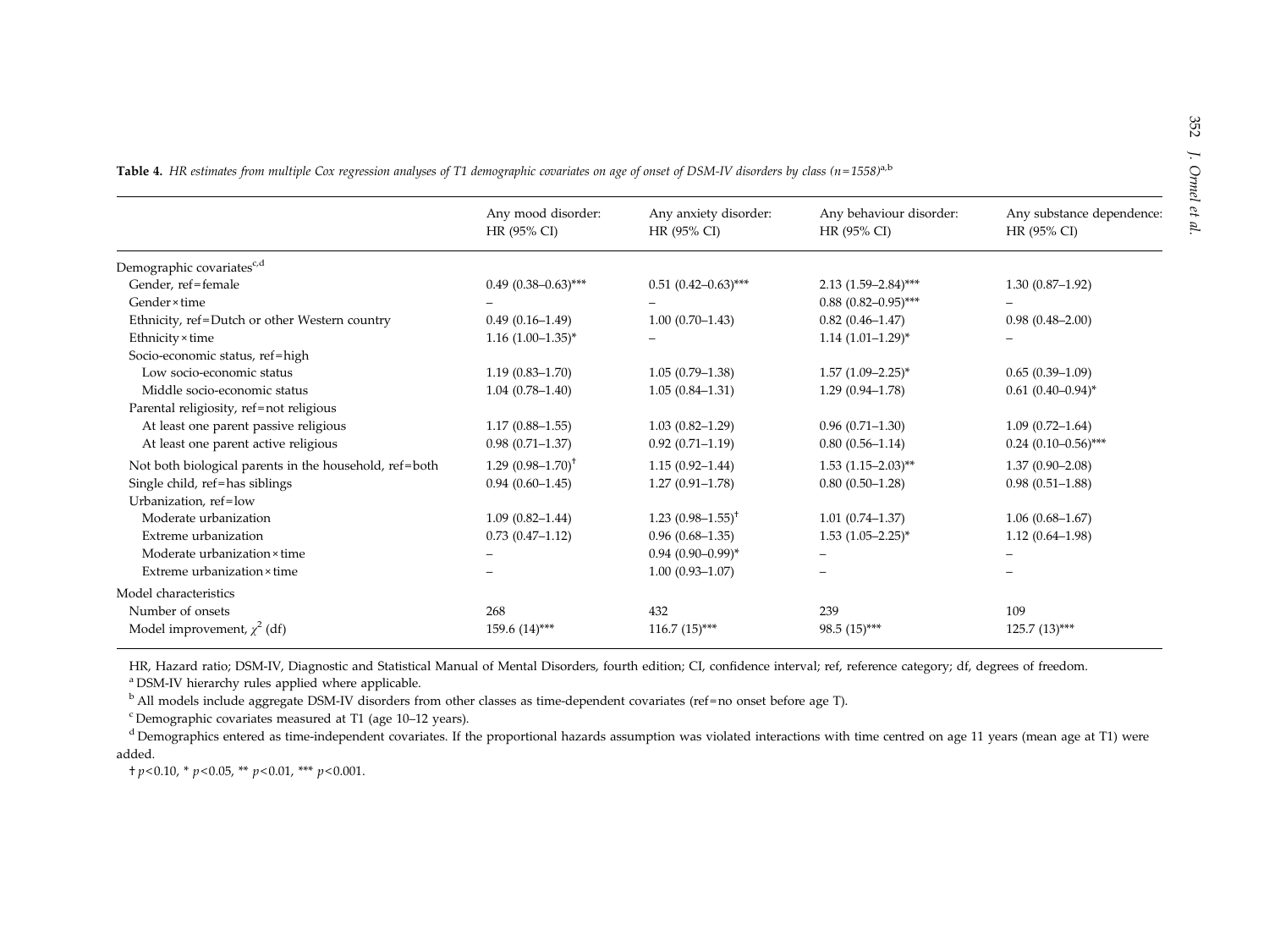**Table 4.** *HR estimates from multiple Cox regression analyses of T1 demographic covariates on age of onset of DSM-IV disorders by class (n=1558)*[a,b]

| | Any mood disorder: HR (95% CI) | Any anxiety disorder: HR (95% CI) | Any behaviour disorder: HR (95% CI) | Any substance dependence: HR (95% CI) |
|---|---|---|---|---|
| Demographic covariates[c,d] | | | | |
| Gender, ref=female | 0.49 (0.38–0.63)*** | 0.51 (0.42–0.63)*** | 2.13 (1.59–2.84)*** | 1.30 (0.87–1.92) |
| Gender × time | – | – | 0.88 (0.82–0.95)*** | – |
| Ethnicity, ref=Dutch or other Western country | 0.49 (0.16–1.49) | 1.00 (0.70–1.43) | 0.82 (0.46–1.47) | 0.98 (0.48–2.00) |
| Ethnicity × time | 1.16 (1.00–1.35)* | – | 1.14 (1.01–1.29)* | – |
| Socio-economic status, ref=high | | | | |
| Low socio-economic status | 1.19 (0.83–1.70) | 1.05 (0.79–1.38) | 1.57 (1.09–2.25)* | 0.65 (0.39–1.09) |
| Middle socio-economic status | 1.04 (0.78–1.40) | 1.05 (0.84–1.31) | 1.29 (0.94–1.78) | 0.61 (0.40–0.94)* |
| Parental religiosity, ref=not religious | | | | |
| At least one parent passive religious | 1.17 (0.88–1.55) | 1.03 (0.82–1.29) | 0.96 (0.71–1.30) | 1.09 (0.72–1.64) |
| At least one parent active religious | 0.98 (0.71–1.37) | 0.92 (0.71–1.19) | 0.80 (0.56–1.14) | 0.24 (0.10–0.56)*** |
| Not both biological parents in the household, ref=both | 1.29 (0.98–1.70)† | 1.15 (0.92–1.44) | 1.53 (1.15–2.03)** | 1.37 (0.90–2.08) |
| Single child, ref=has siblings | 0.94 (0.60–1.45) | 1.27 (0.91–1.78) | 0.80 (0.50–1.28) | 0.98 (0.51–1.88) |
| Urbanization, ref=low | | | | |
| Moderate urbanization | 1.09 (0.82–1.44) | 1.23 (0.98–1.55)† | 1.01 (0.74–1.37) | 1.06 (0.68–1.67) |
| Extreme urbanization | 0.73 (0.47–1.12) | 0.96 (0.68–1.35) | 1.53 (1.05–2.25)* | 1.12 (0.64–1.98) |
| Moderate urbanization × time | – | 0.94 (0.90–0.99)* | – | – |
| Extreme urbanization × time | – | 1.00 (0.93–1.07) | – | – |
| Model characteristics | | | | |
| Number of onsets | 268 | 432 | 239 | 109 |
| Model improvement, $\chi^2$ (df) | 159.6 (14)*** | 116.7 (15)*** | 98.5 (15)*** | 125.7 (13)*** |

HR, Hazard ratio; DSM-IV, Diagnostic and Statistical Manual of Mental Disorders, fourth edition; CI, confidence interval; ref, reference category; df, degrees of freedom.

[a] DSM-IV hierarchy rules applied where applicable.

[b] All models include aggregate DSM-IV disorders from other classes as time-dependent covariates (ref=no onset before age T).

[c] Demographic covariates measured at T1 (age 10–12 years).

[d] Demographics entered as time-independent covariates. If the proportional hazards assumption was violated interactions with time centred on age 11 years (mean age at T1) were added.

† $p<0.10$, * $p<0.05$, ** $p<0.01$, *** $p<0.001$.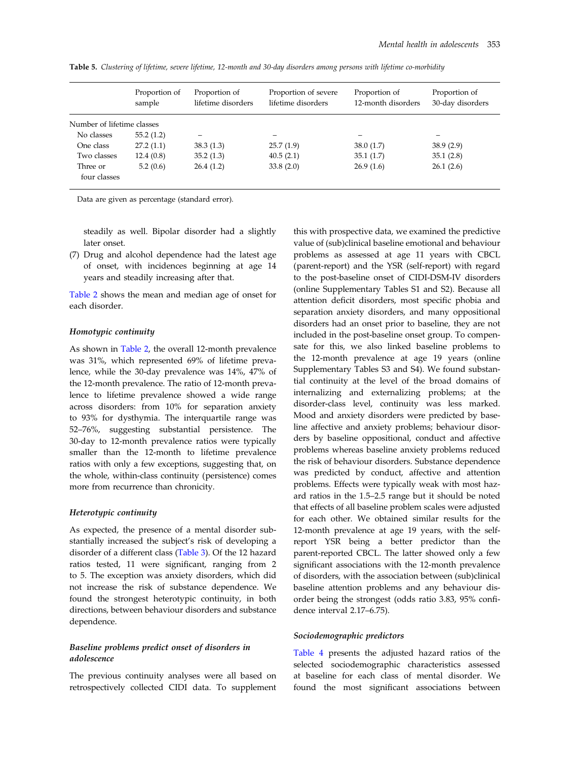**Table 5.** *Clustering of lifetime, severe lifetime, 12-month and 30-day disorders among persons with lifetime co-morbidity*

| | Proportion of sample | Proportion of lifetime disorders | Proportion of severe lifetime disorders | Proportion of 12-month disorders | Proportion of 30-day disorders |
|---|---|---|---|---|---|
| Number of lifetime classes | | | | | |
| No classes | 55.2 (1.2) | – | – | – | – |
| One class | 27.2 (1.1) | 38.3 (1.3) | 25.7 (1.9) | 38.0 (1.7) | 38.9 (2.9) |
| Two classes | 12.4 (0.8) | 35.2 (1.3) | 40.5 (2.1) | 35.1 (1.7) | 35.1 (2.8) |
| Three or four classes | 5.2 (0.6) | 26.4 (1.2) | 33.8 (2.0) | 26.9 (1.6) | 26.1 (2.6) |

Data are given as percentage (standard error).

steadily as well. Bipolar disorder had a slightly later onset.

(7) Drug and alcohol dependence had the latest age of onset, with incidences beginning at age 14 years and steadily increasing after that.

Table 2 shows the mean and median age of onset for each disorder.

### *Homotypic continuity*

As shown in Table 2, the overall 12-month prevalence was 31%, which represented 69% of lifetime prevalence, while the 30-day prevalence was 14%, 47% of the 12-month prevalence. The ratio of 12-month prevalence to lifetime prevalence showed a wide range across disorders: from 10% for separation anxiety to 93% for dysthymia. The interquartile range was 52–76%, suggesting substantial persistence. The 30-day to 12-month prevalence ratios were typically smaller than the 12-month to lifetime prevalence ratios with only a few exceptions, suggesting that, on the whole, within-class continuity (persistence) comes more from recurrence than chronicity.

### *Heterotypic continuity*

As expected, the presence of a mental disorder substantially increased the subject's risk of developing a disorder of a different class (Table 3). Of the 12 hazard ratios tested, 11 were significant, ranging from 2 to 5. The exception was anxiety disorders, which did not increase the risk of substance dependence. We found the strongest heterotypic continuity, in both directions, between behaviour disorders and substance dependence.

### *Baseline problems predict onset of disorders in adolescence*

The previous continuity analyses were all based on retrospectively collected CIDI data. To supplement this with prospective data, we examined the predictive value of (sub)clinical baseline emotional and behaviour problems as assessed at age 11 years with CBCL (parent-report) and the YSR (self-report) with regard to the post-baseline onset of CIDI-DSM-IV disorders (online Supplementary Tables S1 and S2). Because all attention deficit disorders, most specific phobia and separation anxiety disorders, and many oppositional disorders had an onset prior to baseline, they are not included in the post-baseline onset group. To compensate for this, we also linked baseline problems to the 12-month prevalence at age 19 years (online Supplementary Tables S3 and S4). We found substantial continuity at the level of the broad domains of internalizing and externalizing problems; at the disorder-class level, continuity was less marked. Mood and anxiety disorders were predicted by baseline affective and anxiety problems; behaviour disorders by baseline oppositional, conduct and affective problems whereas baseline anxiety problems reduced the risk of behaviour disorders. Substance dependence was predicted by conduct, affective and attention problems. Effects were typically weak with most hazard ratios in the 1.5–2.5 range but it should be noted that effects of all baseline problem scales were adjusted for each other. We obtained similar results for the 12-month prevalence at age 19 years, with the self-report YSR being a better predictor than the parent-reported CBCL. The latter showed only a few significant associations with the 12-month prevalence of disorders, with the association between (sub)clinical baseline attention problems and any behaviour disorder being the strongest (odds ratio 3.83, 95% confidence interval 2.17–6.75).

### *Sociodemographic predictors*

Table 4 presents the adjusted hazard ratios of the selected sociodemographic characteristics assessed at baseline for each class of mental disorder. We found the most significant associations between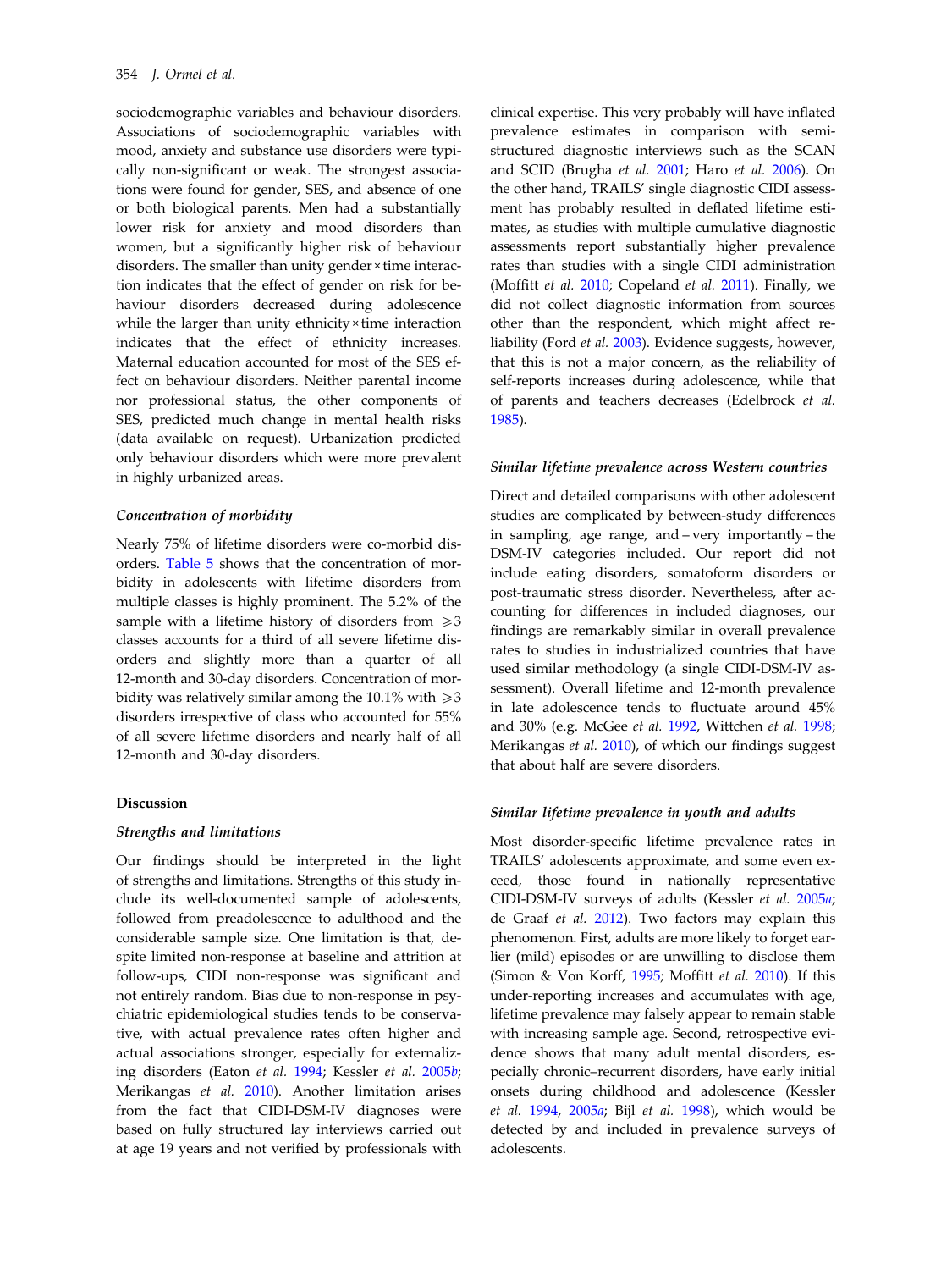sociodemographic variables and behaviour disorders. Associations of sociodemographic variables with mood, anxiety and substance use disorders were typically non-significant or weak. The strongest associations were found for gender, SES, and absence of one or both biological parents. Men had a substantially lower risk for anxiety and mood disorders than women, but a significantly higher risk of behaviour disorders. The smaller than unity gender × time interaction indicates that the effect of gender on risk for behaviour disorders decreased during adolescence while the larger than unity ethnicity × time interaction indicates that the effect of ethnicity increases. Maternal education accounted for most of the SES effect on behaviour disorders. Neither parental income nor professional status, the other components of SES, predicted much change in mental health risks (data available on request). Urbanization predicted only behaviour disorders which were more prevalent in highly urbanized areas.

### *Concentration of morbidity*

Nearly 75% of lifetime disorders were co-morbid disorders. Table 5 shows that the concentration of morbidity in adolescents with lifetime disorders from multiple classes is highly prominent. The 5.2% of the sample with a lifetime history of disorders from ⩾3 classes accounts for a third of all severe lifetime disorders and slightly more than a quarter of all 12-month and 30-day disorders. Concentration of morbidity was relatively similar among the 10.1% with ⩾3 disorders irrespective of class who accounted for 55% of all severe lifetime disorders and nearly half of all 12-month and 30-day disorders.

## Discussion

### *Strengths and limitations*

Our findings should be interpreted in the light of strengths and limitations. Strengths of this study include its well-documented sample of adolescents, followed from preadolescence to adulthood and the considerable sample size. One limitation is that, despite limited non-response at baseline and attrition at follow-ups, CIDI non-response was significant and not entirely random. Bias due to non-response in psychiatric epidemiological studies tends to be conservative, with actual prevalence rates often higher and actual associations stronger, especially for externalizing disorders (Eaton *et al.* 1994; Kessler *et al.* 2005*b*; Merikangas *et al.* 2010). Another limitation arises from the fact that CIDI-DSM-IV diagnoses were based on fully structured lay interviews carried out at age 19 years and not verified by professionals with clinical expertise. This very probably will have inflated prevalence estimates in comparison with semi-structured diagnostic interviews such as the SCAN and SCID (Brugha *et al.* 2001; Haro *et al.* 2006). On the other hand, TRAILS' single diagnostic CIDI assessment has probably resulted in deflated lifetime estimates, as studies with multiple cumulative diagnostic assessments report substantially higher prevalence rates than studies with a single CIDI administration (Moffitt *et al.* 2010; Copeland *et al.* 2011). Finally, we did not collect diagnostic information from sources other than the respondent, which might affect reliability (Ford *et al.* 2003). Evidence suggests, however, that this is not a major concern, as the reliability of self-reports increases during adolescence, while that of parents and teachers decreases (Edelbrock *et al.* 1985).

### *Similar lifetime prevalence across Western countries*

Direct and detailed comparisons with other adolescent studies are complicated by between-study differences in sampling, age range, and – very importantly – the DSM-IV categories included. Our report did not include eating disorders, somatoform disorders or post-traumatic stress disorder. Nevertheless, after accounting for differences in included diagnoses, our findings are remarkably similar in overall prevalence rates to studies in industrialized countries that have used similar methodology (a single CIDI-DSM-IV assessment). Overall lifetime and 12-month prevalence in late adolescence tends to fluctuate around 45% and 30% (e.g. McGee *et al.* 1992, Wittchen *et al.* 1998; Merikangas *et al.* 2010), of which our findings suggest that about half are severe disorders.

### *Similar lifetime prevalence in youth and adults*

Most disorder-specific lifetime prevalence rates in TRAILS' adolescents approximate, and some even exceed, those found in nationally representative CIDI-DSM-IV surveys of adults (Kessler *et al.* 2005*a*; de Graaf *et al.* 2012). Two factors may explain this phenomenon. First, adults are more likely to forget earlier (mild) episodes or are unwilling to disclose them (Simon & Von Korff, 1995; Moffitt *et al.* 2010). If this under-reporting increases and accumulates with age, lifetime prevalence may falsely appear to remain stable with increasing sample age. Second, retrospective evidence shows that many adult mental disorders, especially chronic–recurrent disorders, have early initial onsets during childhood and adolescence (Kessler *et al.* 1994, 2005*a*; Bijl *et al.* 1998), which would be detected by and included in prevalence surveys of adolescents.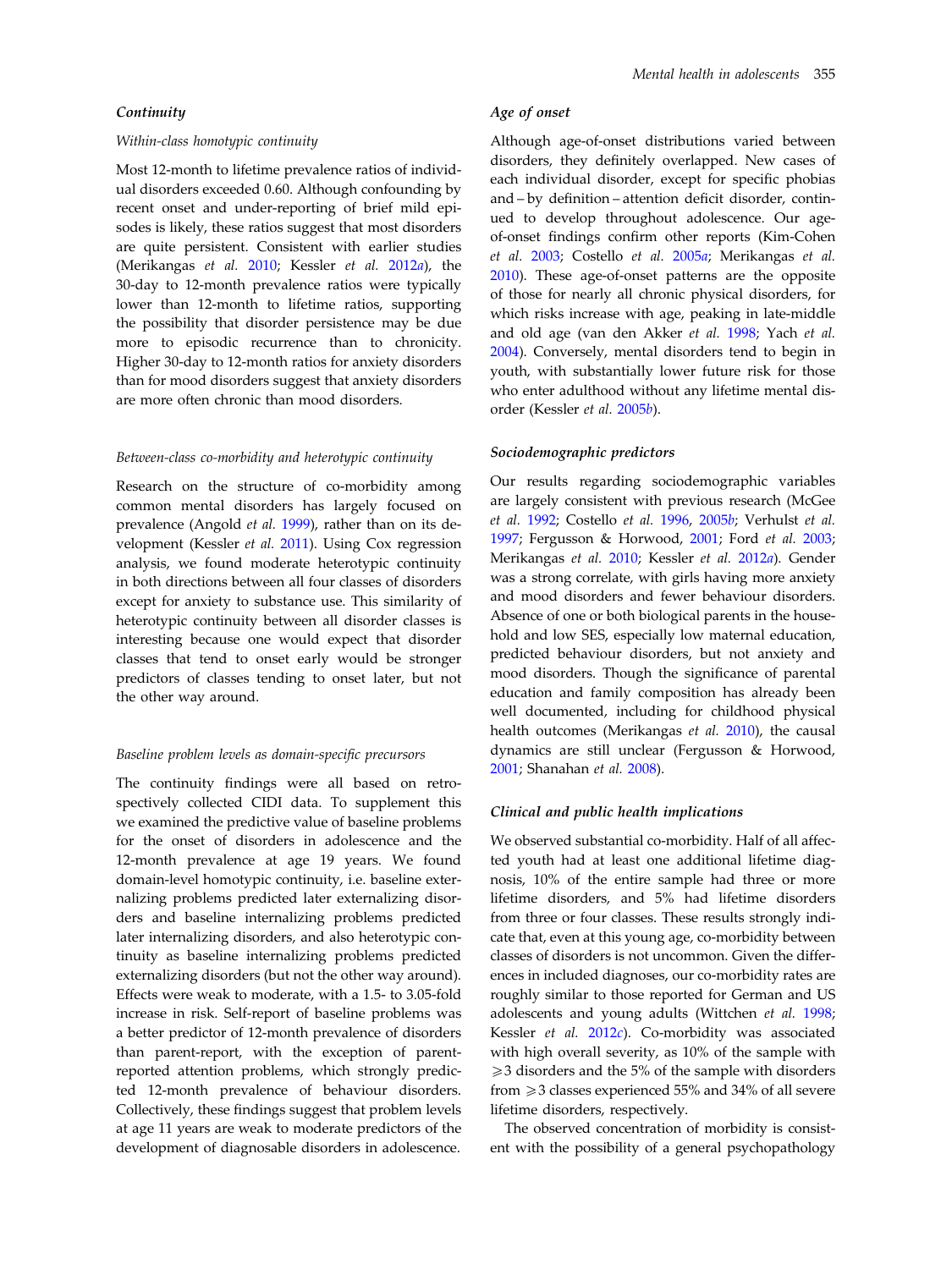### Continuity

#### Within-class homotypic continuity

Most 12-month to lifetime prevalence ratios of individual disorders exceeded 0.60. Although confounding by recent onset and under-reporting of brief mild episodes is likely, these ratios suggest that most disorders are quite persistent. Consistent with earlier studies (Merikangas *et al.* 2010; Kessler *et al.* 2012*a*), the 30-day to 12-month prevalence ratios were typically lower than 12-month to lifetime ratios, supporting the possibility that disorder persistence may be due more to episodic recurrence than to chronicity. Higher 30-day to 12-month ratios for anxiety disorders than for mood disorders suggest that anxiety disorders are more often chronic than mood disorders.

#### Between-class co-morbidity and heterotypic continuity

Research on the structure of co-morbidity among common mental disorders has largely focused on prevalence (Angold *et al.* 1999), rather than on its development (Kessler *et al.* 2011). Using Cox regression analysis, we found moderate heterotypic continuity in both directions between all four classes of disorders except for anxiety to substance use. This similarity of heterotypic continuity between all disorder classes is interesting because one would expect that disorder classes that tend to onset early would be stronger predictors of classes tending to onset later, but not the other way around.

#### Baseline problem levels as domain-specific precursors

The continuity findings were all based on retrospectively collected CIDI data. To supplement this we examined the predictive value of baseline problems for the onset of disorders in adolescence and the 12-month prevalence at age 19 years. We found domain-level homotypic continuity, i.e. baseline externalizing problems predicted later externalizing disorders and baseline internalizing problems predicted later internalizing disorders, and also heterotypic continuity as baseline internalizing problems predicted externalizing disorders (but not the other way around). Effects were weak to moderate, with a 1.5- to 3.05-fold increase in risk. Self-report of baseline problems was a better predictor of 12-month prevalence of disorders than parent-report, with the exception of parent-reported attention problems, which strongly predicted 12-month prevalence of behaviour disorders. Collectively, these findings suggest that problem levels at age 11 years are weak to moderate predictors of the development of diagnosable disorders in adolescence.

### Age of onset

Although age-of-onset distributions varied between disorders, they definitely overlapped. New cases of each individual disorder, except for specific phobias and – by definition – attention deficit disorder, continued to develop throughout adolescence. Our age-of-onset findings confirm other reports (Kim-Cohen *et al.* 2003; Costello *et al.* 2005*a*; Merikangas *et al.* 2010). These age-of-onset patterns are the opposite of those for nearly all chronic physical disorders, for which risks increase with age, peaking in late-middle and old age (van den Akker *et al.* 1998; Yach *et al.* 2004). Conversely, mental disorders tend to begin in youth, with substantially lower future risk for those who enter adulthood without any lifetime mental disorder (Kessler *et al.* 2005*b*).

### Sociodemographic predictors

Our results regarding sociodemographic variables are largely consistent with previous research (McGee *et al.* 1992; Costello *et al.* 1996, 2005*b*; Verhulst *et al.* 1997; Fergusson & Horwood, 2001; Ford *et al.* 2003; Merikangas *et al.* 2010; Kessler *et al.* 2012*a*). Gender was a strong correlate, with girls having more anxiety and mood disorders and fewer behaviour disorders. Absence of one or both biological parents in the household and low SES, especially low maternal education, predicted behaviour disorders, but not anxiety and mood disorders. Though the significance of parental education and family composition has already been well documented, including for childhood physical health outcomes (Merikangas *et al.* 2010), the causal dynamics are still unclear (Fergusson & Horwood, 2001; Shanahan *et al.* 2008).

### Clinical and public health implications

We observed substantial co-morbidity. Half of all affected youth had at least one additional lifetime diagnosis, 10% of the entire sample had three or more lifetime disorders, and 5% had lifetime disorders from three or four classes. These results strongly indicate that, even at this young age, co-morbidity between classes of disorders is not uncommon. Given the differences in included diagnoses, our co-morbidity rates are roughly similar to those reported for German and US adolescents and young adults (Wittchen *et al.* 1998; Kessler *et al.* 2012*c*). Co-morbidity was associated with high overall severity, as 10% of the sample with $\geqslant 3$ disorders and the 5% of the sample with disorders from $\geqslant 3$ classes experienced 55% and 34% of all severe lifetime disorders, respectively.

The observed concentration of morbidity is consistent with the possibility of a general psychopathology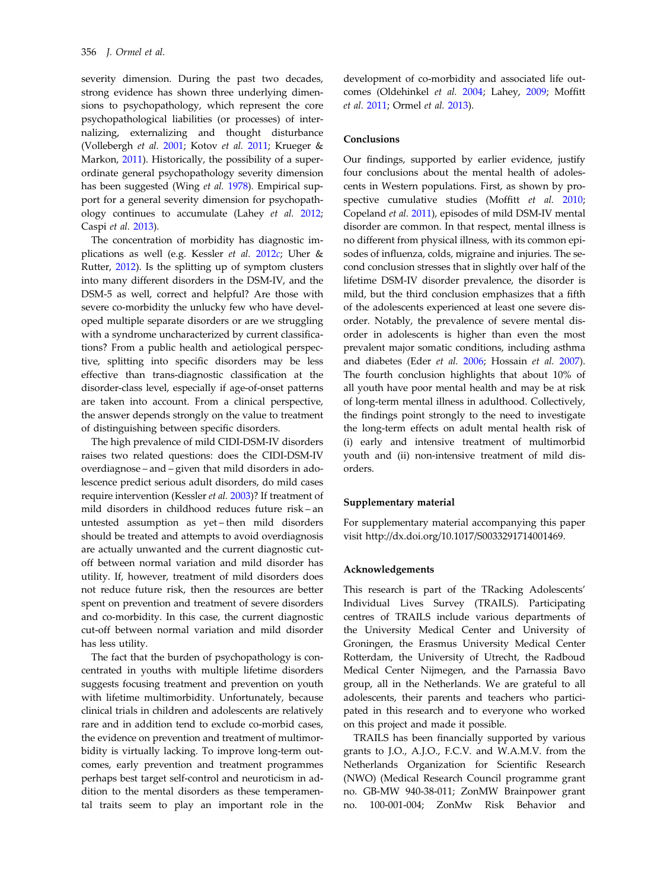severity dimension. During the past two decades, strong evidence has shown three underlying dimensions to psychopathology, which represent the core psychopathological liabilities (or processes) of internalizing, externalizing and thought disturbance (Vollebergh *et al.* 2001; Kotov *et al.* 2011; Krueger & Markon, 2011). Historically, the possibility of a superordinate general psychopathology severity dimension has been suggested (Wing *et al.* 1978). Empirical support for a general severity dimension for psychopathology continues to accumulate (Lahey *et al.* 2012; Caspi *et al.* 2013).

The concentration of morbidity has diagnostic implications as well (e.g. Kessler *et al.* 2012*c*; Uher & Rutter, 2012). Is the splitting up of symptom clusters into many different disorders in the DSM-IV, and the DSM-5 as well, correct and helpful? Are those with severe co-morbidity the unlucky few who have developed multiple separate disorders or are we struggling with a syndrome uncharacterized by current classifications? From a public health and aetiological perspective, splitting into specific disorders may be less effective than trans-diagnostic classification at the disorder-class level, especially if age-of-onset patterns are taken into account. From a clinical perspective, the answer depends strongly on the value to treatment of distinguishing between specific disorders.

The high prevalence of mild CIDI-DSM-IV disorders raises two related questions: does the CIDI-DSM-IV overdiagnose – and – given that mild disorders in adolescence predict serious adult disorders, do mild cases require intervention (Kessler *et al.* 2003)? If treatment of mild disorders in childhood reduces future risk – an untested assumption as yet – then mild disorders should be treated and attempts to avoid overdiagnosis are actually unwanted and the current diagnostic cutoff between normal variation and mild disorder has utility. If, however, treatment of mild disorders does not reduce future risk, then the resources are better spent on prevention and treatment of severe disorders and co-morbidity. In this case, the current diagnostic cut-off between normal variation and mild disorder has less utility.

The fact that the burden of psychopathology is concentrated in youths with multiple lifetime disorders suggests focusing treatment and prevention on youth with lifetime multimorbidity. Unfortunately, because clinical trials in children and adolescents are relatively rare and in addition tend to exclude co-morbid cases, the evidence on prevention and treatment of multimorbidity is virtually lacking. To improve long-term outcomes, early prevention and treatment programmes perhaps best target self-control and neuroticism in addition to the mental disorders as these temperamental traits seem to play an important role in the development of co-morbidity and associated life outcomes (Oldehinkel *et al.* 2004; Lahey, 2009; Moffitt *et al.* 2011; Ormel *et al.* 2013).

## Conclusions

Our findings, supported by earlier evidence, justify four conclusions about the mental health of adolescents in Western populations. First, as shown by prospective cumulative studies (Moffitt *et al.* 2010; Copeland *et al.* 2011), episodes of mild DSM-IV mental disorder are common. In that respect, mental illness is no different from physical illness, with its common episodes of influenza, colds, migraine and injuries. The second conclusion stresses that in slightly over half of the lifetime DSM-IV disorder prevalence, the disorder is mild, but the third conclusion emphasizes that a fifth of the adolescents experienced at least one severe disorder. Notably, the prevalence of severe mental disorder in adolescents is higher than even the most prevalent major somatic conditions, including asthma and diabetes (Eder *et al.* 2006; Hossain *et al.* 2007). The fourth conclusion highlights that about 10% of all youth have poor mental health and may be at risk of long-term mental illness in adulthood. Collectively, the findings point strongly to the need to investigate the long-term effects on adult mental health risk of (i) early and intensive treatment of multimorbid youth and (ii) non-intensive treatment of mild disorders.

## Supplementary material

For supplementary material accompanying this paper visit http://dx.doi.org/10.1017/S0033291714001469.

## Acknowledgements

This research is part of the TRacking Adolescents' Individual Lives Survey (TRAILS). Participating centres of TRAILS include various departments of the University Medical Center and University of Groningen, the Erasmus University Medical Center Rotterdam, the University of Utrecht, the Radboud Medical Center Nijmegen, and the Parnassia Bavo group, all in the Netherlands. We are grateful to all adolescents, their parents and teachers who participated in this research and to everyone who worked on this project and made it possible.

TRAILS has been financially supported by various grants to J.O., A.J.O., F.C.V. and W.A.M.V. from the Netherlands Organization for Scientific Research (NWO) (Medical Research Council programme grant no. GB-MW 940-38-011; ZonMW Brainpower grant no. 100-001-004; ZonMw Risk Behavior and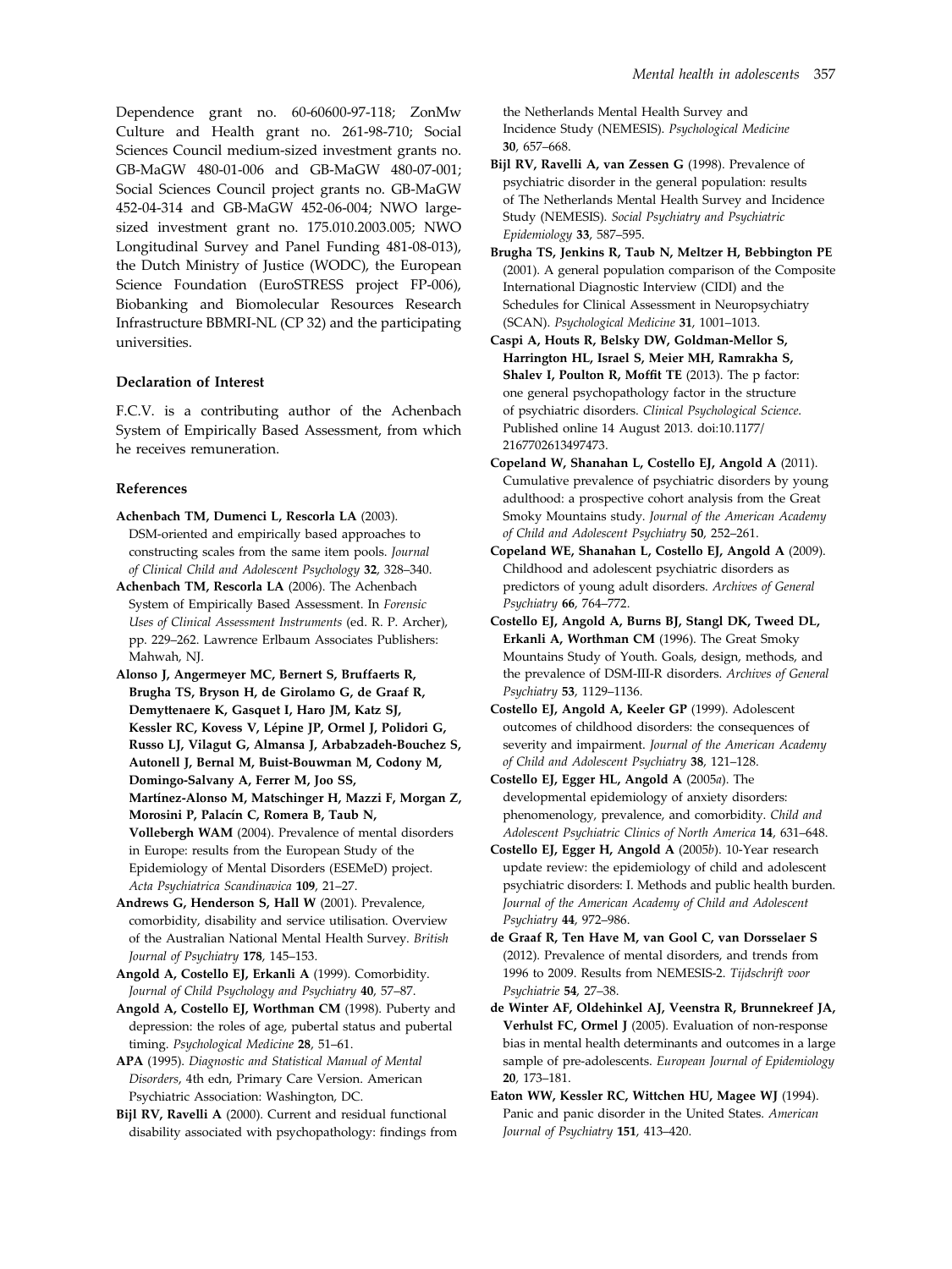Dependence grant no. 60-60600-97-118; ZonMw Culture and Health grant no. 261-98-710; Social Sciences Council medium-sized investment grants no. GB-MaGW 480-01-006 and GB-MaGW 480-07-001; Social Sciences Council project grants no. GB-MaGW 452-04-314 and GB-MaGW 452-06-004; NWO large-sized investment grant no. 175.010.2003.005; NWO Longitudinal Survey and Panel Funding 481-08-013), the Dutch Ministry of Justice (WODC), the European Science Foundation (EuroSTRESS project FP-006), Biobanking and Biomolecular Resources Research Infrastructure BBMRI-NL (CP 32) and the participating universities.

### Declaration of Interest

F.C.V. is a contributing author of the Achenbach System of Empirically Based Assessment, from which he receives remuneration.

### References

**Achenbach TM, Dumenci L, Rescorla LA** (2003). DSM-oriented and empirically based approaches to constructing scales from the same item pools. *Journal of Clinical Child and Adolescent Psychology* **32**, 328–340.

**Achenbach TM, Rescorla LA** (2006). The Achenbach System of Empirically Based Assessment. In *Forensic Uses of Clinical Assessment Instruments* (ed. R. P. Archer), pp. 229–262. Lawrence Erlbaum Associates Publishers: Mahwah, NJ.

**Alonso J, Angermeyer MC, Bernert S, Bruffaerts R, Brugha TS, Bryson H, de Girolamo G, de Graaf R, Demyttenaere K, Gasquet I, Haro JM, Katz SJ, Kessler RC, Kovess V, Lépine JP, Ormel J, Polidori G, Russo LJ, Vilagut G, Almansa J, Arbabzadeh-Bouchez S, Autonell J, Bernal M, Buist-Bouwman M, Codony M, Domingo-Salvany A, Ferrer M, Joo SS, Martínez-Alonso M, Matschinger H, Mazzi F, Morgan Z, Morosini P, Palacín C, Romera B, Taub N, Vollebergh WAM** (2004). Prevalence of mental disorders in Europe: results from the European Study of the Epidemiology of Mental Disorders (ESEMeD) project. *Acta Psychiatrica Scandinavica* **109**, 21–27.

**Andrews G, Henderson S, Hall W** (2001). Prevalence, comorbidity, disability and service utilisation. Overview of the Australian National Mental Health Survey. *British Journal of Psychiatry* **178**, 145–153.

**Angold A, Costello EJ, Erkanli A** (1999). Comorbidity. *Journal of Child Psychology and Psychiatry* **40**, 57–87.

**Angold A, Costello EJ, Worthman CM** (1998). Puberty and depression: the roles of age, pubertal status and pubertal timing. *Psychological Medicine* **28**, 51–61.

**APA** (1995). *Diagnostic and Statistical Manual of Mental Disorders*, 4th edn, Primary Care Version. American Psychiatric Association: Washington, DC.

**Bijl RV, Ravelli A** (2000). Current and residual functional disability associated with psychopathology: findings from the Netherlands Mental Health Survey and Incidence Study (NEMESIS). *Psychological Medicine* **30**, 657–668.

**Bijl RV, Ravelli A, van Zessen G** (1998). Prevalence of psychiatric disorder in the general population: results of The Netherlands Mental Health Survey and Incidence Study (NEMESIS). *Social Psychiatry and Psychiatric Epidemiology* **33**, 587–595.

**Brugha TS, Jenkins R, Taub N, Meltzer H, Bebbington PE** (2001). A general population comparison of the Composite International Diagnostic Interview (CIDI) and the Schedules for Clinical Assessment in Neuropsychiatry (SCAN). *Psychological Medicine* **31**, 1001–1013.

**Caspi A, Houts R, Belsky DW, Goldman-Mellor S, Harrington HL, Israel S, Meier MH, Ramrakha S, Shalev I, Poulton R, Moffit TE** (2013). The p factor: one general psychopathology factor in the structure of psychiatric disorders. *Clinical Psychological Science*. Published online 14 August 2013. doi:10.1177/2167702613497473.

**Copeland W, Shanahan L, Costello EJ, Angold A** (2011). Cumulative prevalence of psychiatric disorders by young adulthood: a prospective cohort analysis from the Great Smoky Mountains study. *Journal of the American Academy of Child and Adolescent Psychiatry* **50**, 252–261.

**Copeland WE, Shanahan L, Costello EJ, Angold A** (2009). Childhood and adolescent psychiatric disorders as predictors of young adult disorders. *Archives of General Psychiatry* **66**, 764–772.

**Costello EJ, Angold A, Burns BJ, Stangl DK, Tweed DL, Erkanli A, Worthman CM** (1996). The Great Smoky Mountains Study of Youth. Goals, design, methods, and the prevalence of DSM-III-R disorders. *Archives of General Psychiatry* **53**, 1129–1136.

**Costello EJ, Angold A, Keeler GP** (1999). Adolescent outcomes of childhood disorders: the consequences of severity and impairment. *Journal of the American Academy of Child and Adolescent Psychiatry* **38**, 121–128.

**Costello EJ, Egger HL, Angold A** (2005*a*). The developmental epidemiology of anxiety disorders: phenomenology, prevalence, and comorbidity. *Child and Adolescent Psychiatric Clinics of North America* **14**, 631–648.

**Costello EJ, Egger H, Angold A** (2005*b*). 10-Year research update review: the epidemiology of child and adolescent psychiatric disorders: I. Methods and public health burden. *Journal of the American Academy of Child and Adolescent Psychiatry* **44**, 972–986.

**de Graaf R, Ten Have M, van Gool C, van Dorsselaer S** (2012). Prevalence of mental disorders, and trends from 1996 to 2009. Results from NEMESIS-2. *Tijdschrift voor Psychiatrie* **54**, 27–38.

**de Winter AF, Oldehinkel AJ, Veenstra R, Brunnekreef JA, Verhulst FC, Ormel J** (2005). Evaluation of non-response bias in mental health determinants and outcomes in a large sample of pre-adolescents. *European Journal of Epidemiology* **20**, 173–181.

**Eaton WW, Kessler RC, Wittchen HU, Magee WJ** (1994). Panic and panic disorder in the United States. *American Journal of Psychiatry* **151**, 413–420.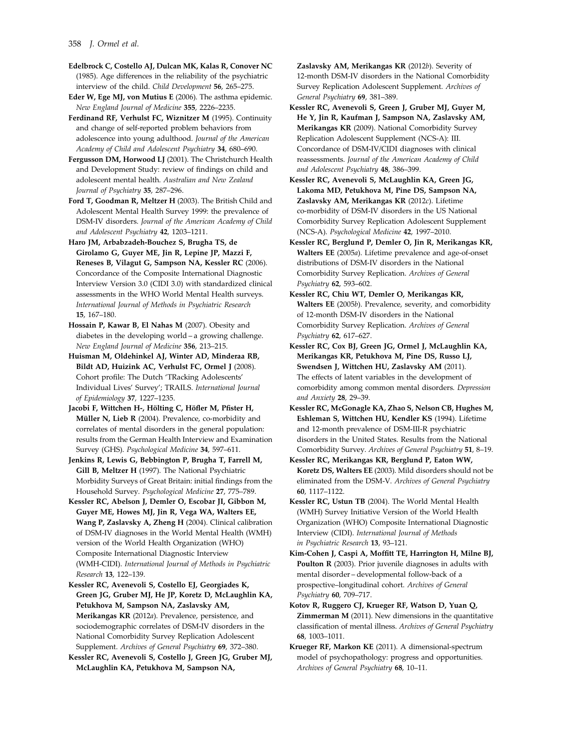**Edelbrock C, Costello AJ, Dulcan MK, Kalas R, Conover NC** (1985). Age differences in the reliability of the psychiatric interview of the child. *Child Development* **56**, 265–275.

**Eder W, Ege MJ, von Mutius E** (2006). The asthma epidemic. *New England Journal of Medicine* **355**, 2226–2235.

**Ferdinand RF, Verhulst FC, Wiznitzer M** (1995). Continuity and change of self-reported problem behaviors from adolescence into young adulthood. *Journal of the American Academy of Child and Adolescent Psychiatry* **34**, 680–690.

**Fergusson DM, Horwood LJ** (2001). The Christchurch Health and Development Study: review of findings on child and adolescent mental health. *Australian and New Zealand Journal of Psychiatry* **35**, 287–296.

**Ford T, Goodman R, Meltzer H** (2003). The British Child and Adolescent Mental Health Survey 1999: the prevalence of DSM-IV disorders. *Journal of the American Academy of Child and Adolescent Psychiatry* **42**, 1203–1211.

**Haro JM, Arbabzadeh-Bouchez S, Brugha TS, de Girolamo G, Guyer ME, Jin R, Lepine JP, Mazzi F, Reneses B, Vilagut G, Sampson NA, Kessler RC** (2006). Concordance of the Composite International Diagnostic Interview Version 3.0 (CIDI 3.0) with standardized clinical assessments in the WHO World Mental Health surveys. *International Journal of Methods in Psychiatric Research* **15**, 167–180.

**Hossain P, Kawar B, El Nahas M** (2007). Obesity and diabetes in the developing world – a growing challenge. *New England Journal of Medicine* **356**, 213–215.

**Huisman M, Oldehinkel AJ, Winter AD, Minderaa RB, Bildt AD, Huizink AC, Verhulst FC, Ormel J** (2008). Cohort profile: The Dutch 'TRacking Adolescents' Individual Lives' Survey'; TRAILS. *International Journal of Epidemiology* **37**, 1227–1235.

**Jacobi F, Wittchen H-, Hölting C, Höfler M, Pfister H, Müller N, Lieb R** (2004). Prevalence, co-morbidity and correlates of mental disorders in the general population: results from the German Health Interview and Examination Survey (GHS). *Psychological Medicine* **34**, 597–611.

**Jenkins R, Lewis G, Bebbington P, Brugha T, Farrell M, Gill B, Meltzer H** (1997). The National Psychiatric Morbidity Surveys of Great Britain: initial findings from the Household Survey. *Psychological Medicine* **27**, 775–789.

**Kessler RC, Abelson J, Demler O, Escobar JI, Gibbon M, Guyer ME, Howes MJ, Jin R, Vega WA, Walters EE, Wang P, Zaslavsky A, Zheng H** (2004). Clinical calibration of DSM-IV diagnoses in the World Mental Health (WMH) version of the World Health Organization (WHO) Composite International Diagnostic Interview (WMH-CIDI). *International Journal of Methods in Psychiatric Research* **13**, 122–139.

**Kessler RC, Avenevoli S, Costello EJ, Georgiades K, Green JG, Gruber MJ, He JP, Koretz D, McLaughlin KA, Petukhova M, Sampson NA, Zaslavsky AM, Merikangas KR** (2012*a*). Prevalence, persistence, and sociodemographic correlates of DSM-IV disorders in the National Comorbidity Survey Replication Adolescent Supplement. *Archives of General Psychiatry* **69**, 372–380.

**Kessler RC, Avenevoli S, Costello J, Green JG, Gruber MJ, McLaughlin KA, Petukhova M, Sampson NA, Zaslavsky AM, Merikangas KR** (2012*b*). Severity of 12-month DSM-IV disorders in the National Comorbidity Survey Replication Adolescent Supplement. *Archives of General Psychiatry* **69**, 381–389.

**Kessler RC, Avenevoli S, Green J, Gruber MJ, Guyer M, He Y, Jin R, Kaufman J, Sampson NA, Zaslavsky AM, Merikangas KR** (2009). National Comorbidity Survey Replication Adolescent Supplement (NCS-A): III. Concordance of DSM-IV/CIDI diagnoses with clinical reassessments. *Journal of the American Academy of Child and Adolescent Psychiatry* **48**, 386–399.

**Kessler RC, Avenevoli S, McLaughlin KA, Green JG, Lakoma MD, Petukhova M, Pine DS, Sampson NA, Zaslavsky AM, Merikangas KR** (2012*c*). Lifetime co-morbidity of DSM-IV disorders in the US National Comorbidity Survey Replication Adolescent Supplement (NCS-A). *Psychological Medicine* **42**, 1997–2010.

**Kessler RC, Berglund P, Demler O, Jin R, Merikangas KR, Walters EE** (2005*a*). Lifetime prevalence and age-of-onset distributions of DSM-IV disorders in the National Comorbidity Survey Replication. *Archives of General Psychiatry* **62**, 593–602.

**Kessler RC, Chiu WT, Demler O, Merikangas KR, Walters EE** (2005*b*). Prevalence, severity, and comorbidity of 12-month DSM-IV disorders in the National Comorbidity Survey Replication. *Archives of General Psychiatry* **62**, 617–627.

**Kessler RC, Cox BJ, Green JG, Ormel J, McLaughlin KA, Merikangas KR, Petukhova M, Pine DS, Russo LJ, Swendsen J, Wittchen HU, Zaslavsky AM** (2011). The effects of latent variables in the development of comorbidity among common mental disorders. *Depression and Anxiety* **28**, 29–39.

**Kessler RC, McGonagle KA, Zhao S, Nelson CB, Hughes M, Eshleman S, Wittchen HU, Kendler KS** (1994). Lifetime and 12-month prevalence of DSM-III-R psychiatric disorders in the United States. Results from the National Comorbidity Survey. *Archives of General Psychiatry* **51**, 8–19.

**Kessler RC, Merikangas KR, Berglund P, Eaton WW, Koretz DS, Walters EE** (2003). Mild disorders should not be eliminated from the DSM-V. *Archives of General Psychiatry* **60**, 1117–1122.

**Kessler RC, Ustun TB** (2004). The World Mental Health (WMH) Survey Initiative Version of the World Health Organization (WHO) Composite International Diagnostic Interview (CIDI). *International Journal of Methods in Psychiatric Research* **13**, 93–121.

**Kim-Cohen J, Caspi A, Moffitt TE, Harrington H, Milne BJ, Poulton R** (2003). Prior juvenile diagnoses in adults with mental disorder – developmental follow-back of a prospective–longitudinal cohort. *Archives of General Psychiatry* **60**, 709–717.

**Kotov R, Ruggero CJ, Krueger RF, Watson D, Yuan Q, Zimmerman M** (2011). New dimensions in the quantitative classification of mental illness. *Archives of General Psychiatry* **68**, 1003–1011.

**Krueger RF, Markon KE** (2011). A dimensional-spectrum model of psychopathology: progress and opportunities. *Archives of General Psychiatry* **68**, 10–11.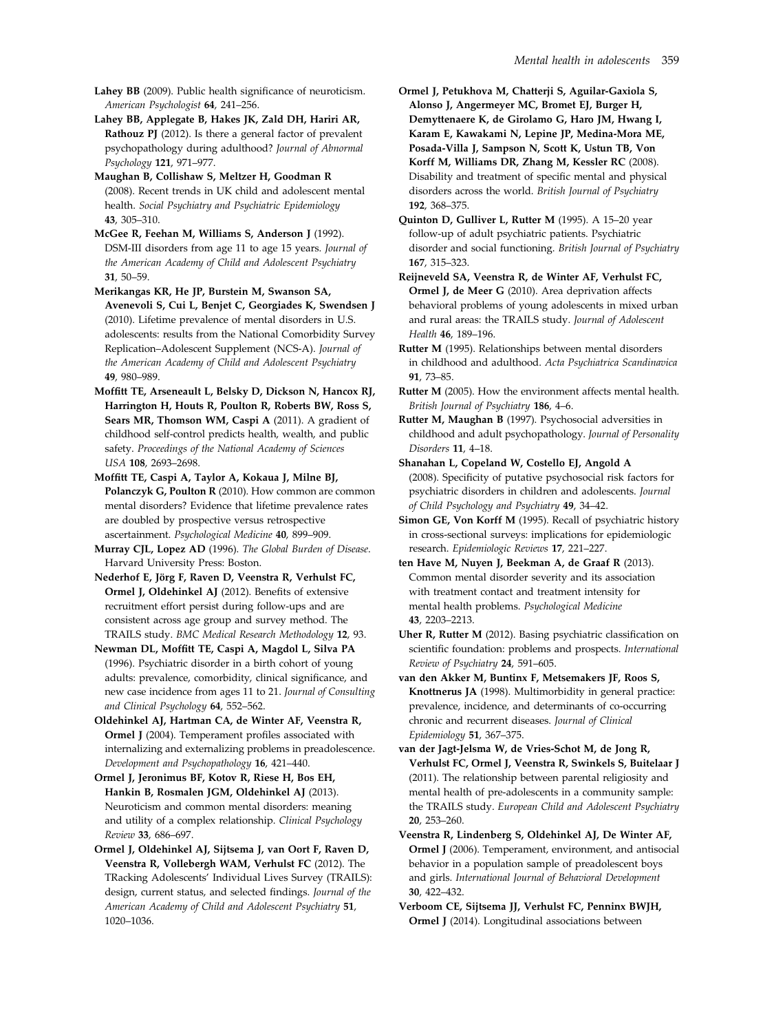**Lahey BB** (2009). Public health significance of neuroticism. *American Psychologist* **64**, 241–256.

**Lahey BB, Applegate B, Hakes JK, Zald DH, Hariri AR, Rathouz PJ** (2012). Is there a general factor of prevalent psychopathology during adulthood? *Journal of Abnormal Psychology* **121**, 971–977.

**Maughan B, Collishaw S, Meltzer H, Goodman R** (2008). Recent trends in UK child and adolescent mental health. *Social Psychiatry and Psychiatric Epidemiology* **43**, 305–310.

**McGee R, Feehan M, Williams S, Anderson J** (1992). DSM-III disorders from age 11 to age 15 years. *Journal of the American Academy of Child and Adolescent Psychiatry* **31**, 50–59.

**Merikangas KR, He JP, Burstein M, Swanson SA, Avenevoli S, Cui L, Benjet C, Georgiades K, Swendsen J** (2010). Lifetime prevalence of mental disorders in U.S. adolescents: results from the National Comorbidity Survey Replication–Adolescent Supplement (NCS-A). *Journal of the American Academy of Child and Adolescent Psychiatry* **49**, 980–989.

**Moffitt TE, Arseneault L, Belsky D, Dickson N, Hancox RJ, Harrington H, Houts R, Poulton R, Roberts BW, Ross S, Sears MR, Thomson WM, Caspi A** (2011). A gradient of childhood self-control predicts health, wealth, and public safety. *Proceedings of the National Academy of Sciences USA* **108**, 2693–2698.

**Moffitt TE, Caspi A, Taylor A, Kokaua J, Milne BJ, Polanczyk G, Poulton R** (2010). How common are common mental disorders? Evidence that lifetime prevalence rates are doubled by prospective versus retrospective ascertainment. *Psychological Medicine* **40**, 899–909.

**Murray CJL, Lopez AD** (1996). *The Global Burden of Disease*. Harvard University Press: Boston.

**Nederhof E, Jörg F, Raven D, Veenstra R, Verhulst FC, Ormel J, Oldehinkel AJ** (2012). Benefits of extensive recruitment effort persist during follow-ups and are consistent across age group and survey method. The TRAILS study. *BMC Medical Research Methodology* **12**, 93.

**Newman DL, Moffitt TE, Caspi A, Magdol L, Silva PA** (1996). Psychiatric disorder in a birth cohort of young adults: prevalence, comorbidity, clinical significance, and new case incidence from ages 11 to 21. *Journal of Consulting and Clinical Psychology* **64**, 552–562.

**Oldehinkel AJ, Hartman CA, de Winter AF, Veenstra R, Ormel J** (2004). Temperament profiles associated with internalizing and externalizing problems in preadolescence. *Development and Psychopathology* **16**, 421–440.

**Ormel J, Jeronimus BF, Kotov R, Riese H, Bos EH, Hankin B, Rosmalen JGM, Oldehinkel AJ** (2013). Neuroticism and common mental disorders: meaning and utility of a complex relationship. *Clinical Psychology Review* **33**, 686–697.

**Ormel J, Oldehinkel AJ, Sijtsema J, van Oort F, Raven D, Veenstra R, Vollebergh WAM, Verhulst FC** (2012). The TRacking Adolescents' Individual Lives Survey (TRAILS): design, current status, and selected findings. *Journal of the American Academy of Child and Adolescent Psychiatry* **51**, 1020–1036.

**Ormel J, Petukhova M, Chatterji S, Aguilar-Gaxiola S, Alonso J, Angermeyer MC, Bromet EJ, Burger H, Demyttenaere K, de Girolamo G, Haro JM, Hwang I, Karam E, Kawakami N, Lepine JP, Medina-Mora ME, Posada-Villa J, Sampson N, Scott K, Ustun TB, Von Korff M, Williams DR, Zhang M, Kessler RC** (2008). Disability and treatment of specific mental and physical disorders across the world. *British Journal of Psychiatry* **192**, 368–375.

**Quinton D, Gulliver L, Rutter M** (1995). A 15–20 year follow-up of adult psychiatric patients. Psychiatric disorder and social functioning. *British Journal of Psychiatry* **167**, 315–323.

**Reijneveld SA, Veenstra R, de Winter AF, Verhulst FC, Ormel J, de Meer G** (2010). Area deprivation affects behavioral problems of young adolescents in mixed urban and rural areas: the TRAILS study. *Journal of Adolescent Health* **46**, 189–196.

**Rutter M** (1995). Relationships between mental disorders in childhood and adulthood. *Acta Psychiatrica Scandinavica* **91**, 73–85.

**Rutter M** (2005). How the environment affects mental health. *British Journal of Psychiatry* **186**, 4–6.

**Rutter M, Maughan B** (1997). Psychosocial adversities in childhood and adult psychopathology. *Journal of Personality Disorders* **11**, 4–18.

**Shanahan L, Copeland W, Costello EJ, Angold A** (2008). Specificity of putative psychosocial risk factors for psychiatric disorders in children and adolescents. *Journal of Child Psychology and Psychiatry* **49**, 34–42.

**Simon GE, Von Korff M** (1995). Recall of psychiatric history in cross-sectional surveys: implications for epidemiologic research. *Epidemiologic Reviews* **17**, 221–227.

**ten Have M, Nuyen J, Beekman A, de Graaf R** (2013). Common mental disorder severity and its association with treatment contact and treatment intensity for mental health problems. *Psychological Medicine* **43**, 2203–2213.

**Uher R, Rutter M** (2012). Basing psychiatric classification on scientific foundation: problems and prospects. *International Review of Psychiatry* **24**, 591–605.

**van den Akker M, Buntinx F, Metsemakers JF, Roos S, Knottnerus JA** (1998). Multimorbidity in general practice: prevalence, incidence, and determinants of co-occurring chronic and recurrent diseases. *Journal of Clinical Epidemiology* **51**, 367–375.

**van der Jagt-Jelsma W, de Vries-Schot M, de Jong R, Verhulst FC, Ormel J, Veenstra R, Swinkels S, Buitelaar J** (2011). The relationship between parental religiosity and mental health of pre-adolescents in a community sample: the TRAILS study. *European Child and Adolescent Psychiatry* **20**, 253–260.

**Veenstra R, Lindenberg S, Oldehinkel AJ, De Winter AF, Ormel J** (2006). Temperament, environment, and antisocial behavior in a population sample of preadolescent boys and girls. *International Journal of Behavioral Development* **30**, 422–432.

**Verboom CE, Sijtsema JJ, Verhulst FC, Penninx BWJH, Ormel J** (2014). Longitudinal associations between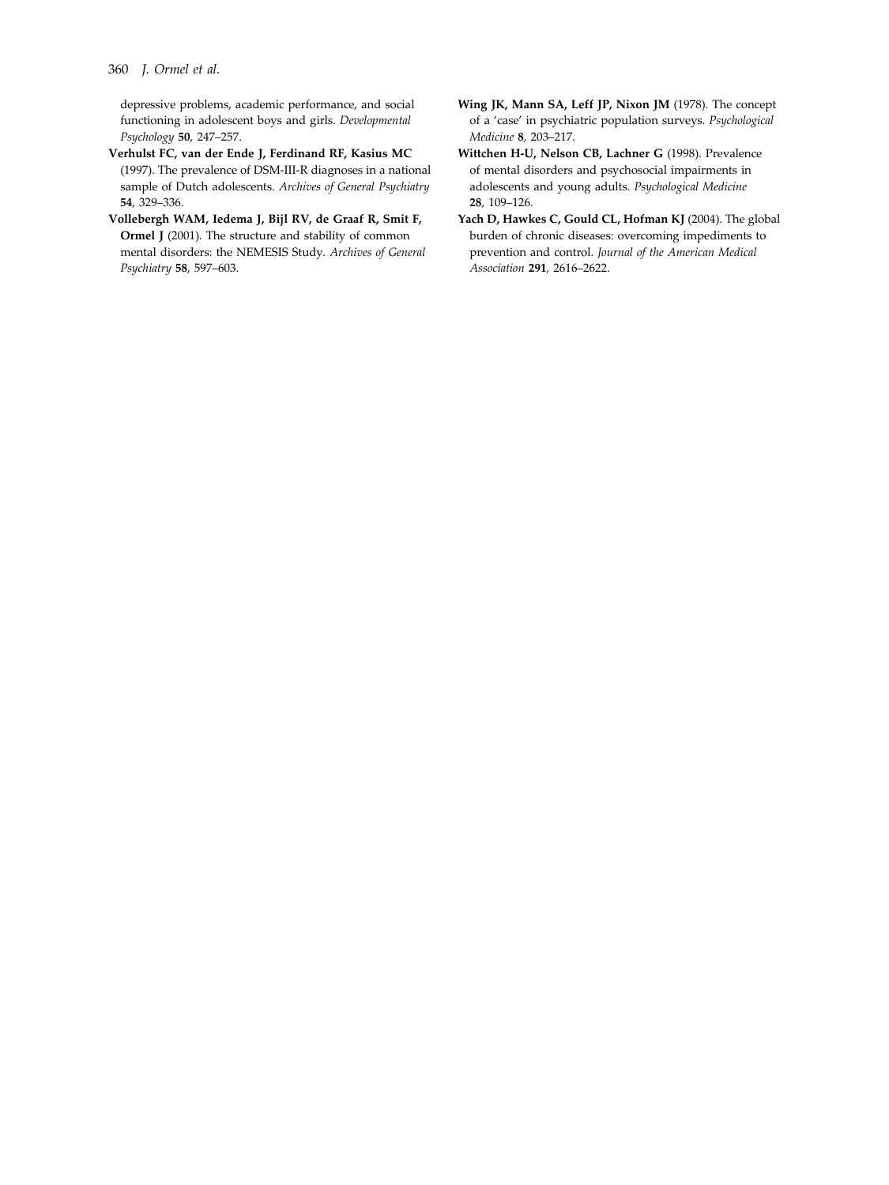depressive problems, academic performance, and social functioning in adolescent boys and girls. *Developmental Psychology* **50**, 247–257.

**Verhulst FC, van der Ende J, Ferdinand RF, Kasius MC** (1997). The prevalence of DSM-III-R diagnoses in a national sample of Dutch adolescents. *Archives of General Psychiatry* **54**, 329–336.

**Vollebergh WAM, Iedema J, Bijl RV, de Graaf R, Smit F, Ormel J** (2001). The structure and stability of common mental disorders: the NEMESIS Study. *Archives of General Psychiatry* **58**, 597–603.

**Wing JK, Mann SA, Leff JP, Nixon JM** (1978). The concept of a 'case' in psychiatric population surveys. *Psychological Medicine* **8**, 203–217.

**Wittchen H-U, Nelson CB, Lachner G** (1998). Prevalence of mental disorders and psychosocial impairments in adolescents and young adults. *Psychological Medicine* **28**, 109–126.

**Yach D, Hawkes C, Gould CL, Hofman KJ** (2004). The global burden of chronic diseases: overcoming impediments to prevention and control. *Journal of the American Medical Association* **291**, 2616–2622.